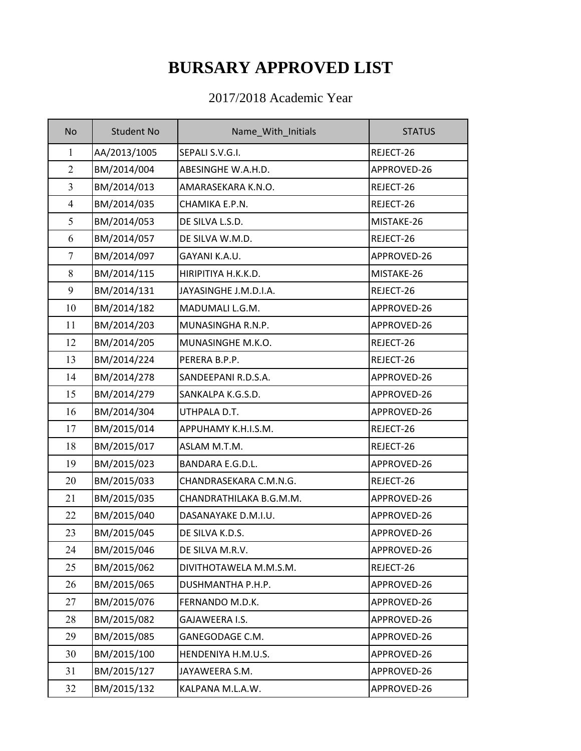# BURSARY APPROVED LIST

2017/2018 Academic Year

| No | Student No | Name_With_Initials | STATUS |
|---|---|---|---|
| 1 | AA/2013/1005 | SEPALI S.V.G.I. | REJECT-26 |
| 2 | BM/2014/004 | ABESINGHE W.A.H.D. | APPROVED-26 |
| 3 | BM/2014/013 | AMARASEKARA K.N.O. | REJECT-26 |
| 4 | BM/2014/035 | CHAMIKA E.P.N. | REJECT-26 |
| 5 | BM/2014/053 | DE SILVA L.S.D. | MISTAKE-26 |
| 6 | BM/2014/057 | DE SILVA W.M.D. | REJECT-26 |
| 7 | BM/2014/097 | GAYANI K.A.U. | APPROVED-26 |
| 8 | BM/2014/115 | HIRIPITIYA H.K.K.D. | MISTAKE-26 |
| 9 | BM/2014/131 | JAYASINGHE J.M.D.I.A. | REJECT-26 |
| 10 | BM/2014/182 | MADUMALI L.G.M. | APPROVED-26 |
| 11 | BM/2014/203 | MUNASINGHA R.N.P. | APPROVED-26 |
| 12 | BM/2014/205 | MUNASINGHE M.K.O. | REJECT-26 |
| 13 | BM/2014/224 | PERERA B.P.P. | REJECT-26 |
| 14 | BM/2014/278 | SANDEEPANI R.D.S.A. | APPROVED-26 |
| 15 | BM/2014/279 | SANKALPA K.G.S.D. | APPROVED-26 |
| 16 | BM/2014/304 | UTHPALA D.T. | APPROVED-26 |
| 17 | BM/2015/014 | APPUHAMY K.H.I.S.M. | REJECT-26 |
| 18 | BM/2015/017 | ASLAM M.T.M. | REJECT-26 |
| 19 | BM/2015/023 | BANDARA E.G.D.L. | APPROVED-26 |
| 20 | BM/2015/033 | CHANDRASEKARA C.M.N.G. | REJECT-26 |
| 21 | BM/2015/035 | CHANDRATHILAKA B.G.M.M. | APPROVED-26 |
| 22 | BM/2015/040 | DASANAYAKE D.M.I.U. | APPROVED-26 |
| 23 | BM/2015/045 | DE SILVA K.D.S. | APPROVED-26 |
| 24 | BM/2015/046 | DE SILVA M.R.V. | APPROVED-26 |
| 25 | BM/2015/062 | DIVITHOTAWELA M.M.S.M. | REJECT-26 |
| 26 | BM/2015/065 | DUSHMANTHA P.H.P. | APPROVED-26 |
| 27 | BM/2015/076 | FERNANDO M.D.K. | APPROVED-26 |
| 28 | BM/2015/082 | GAJAWEERA I.S. | APPROVED-26 |
| 29 | BM/2015/085 | GANEGODAGE C.M. | APPROVED-26 |
| 30 | BM/2015/100 | HENDENIYA H.M.U.S. | APPROVED-26 |
| 31 | BM/2015/127 | JAYAWEERA S.M. | APPROVED-26 |
| 32 | BM/2015/132 | KALPANA M.L.A.W. | APPROVED-26 |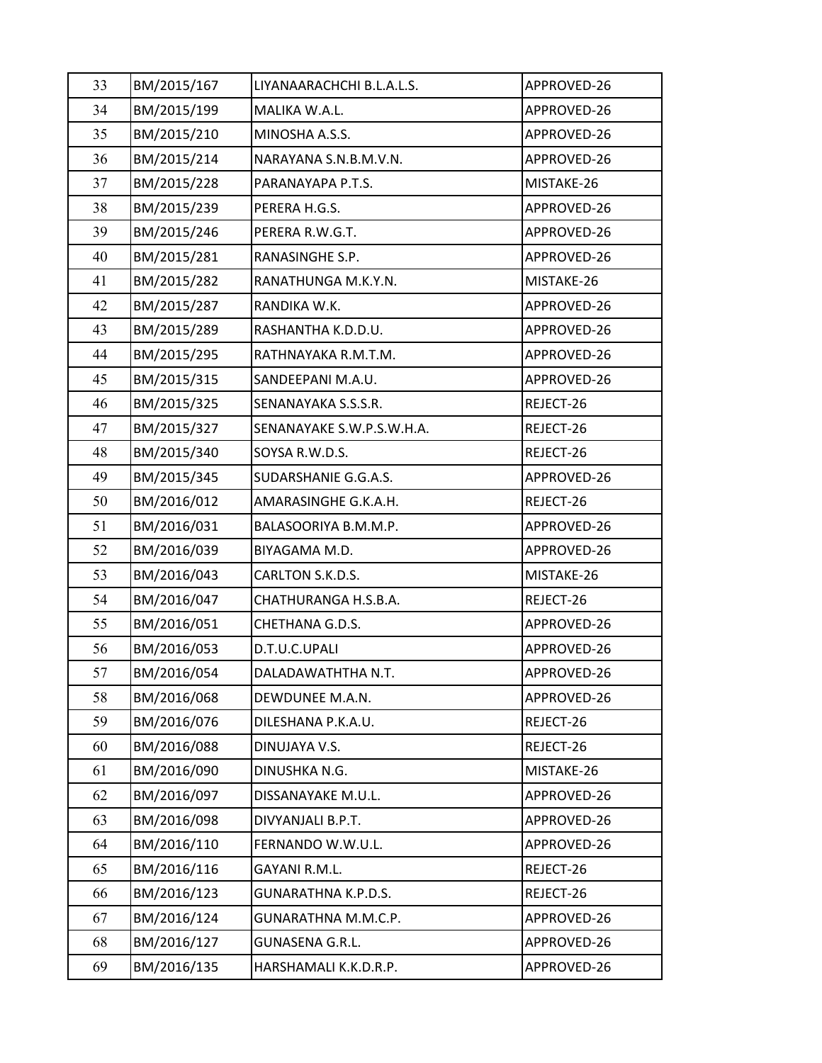| 33 | BM/2015/167 | LIYANAARACHCHI B.L.A.L.S. | APPROVED-26 |
|---|---|---|---|
| 34 | BM/2015/199 | MALIKA W.A.L. | APPROVED-26 |
| 35 | BM/2015/210 | MINOSHA A.S.S. | APPROVED-26 |
| 36 | BM/2015/214 | NARAYANA S.N.B.M.V.N. | APPROVED-26 |
| 37 | BM/2015/228 | PARANAYAPA P.T.S. | MISTAKE-26 |
| 38 | BM/2015/239 | PERERA H.G.S. | APPROVED-26 |
| 39 | BM/2015/246 | PERERA R.W.G.T. | APPROVED-26 |
| 40 | BM/2015/281 | RANASINGHE S.P. | APPROVED-26 |
| 41 | BM/2015/282 | RANATHUNGA M.K.Y.N. | MISTAKE-26 |
| 42 | BM/2015/287 | RANDIKA W.K. | APPROVED-26 |
| 43 | BM/2015/289 | RASHANTHA K.D.D.U. | APPROVED-26 |
| 44 | BM/2015/295 | RATHNAYAKA R.M.T.M. | APPROVED-26 |
| 45 | BM/2015/315 | SANDEEPANI M.A.U. | APPROVED-26 |
| 46 | BM/2015/325 | SENANAYAKA S.S.S.R. | REJECT-26 |
| 47 | BM/2015/327 | SENANAYAKE S.W.P.S.W.H.A. | REJECT-26 |
| 48 | BM/2015/340 | SOYSA R.W.D.S. | REJECT-26 |
| 49 | BM/2015/345 | SUDARSHANIE G.G.A.S. | APPROVED-26 |
| 50 | BM/2016/012 | AMARASINGHE G.K.A.H. | REJECT-26 |
| 51 | BM/2016/031 | BALASOORIYA B.M.M.P. | APPROVED-26 |
| 52 | BM/2016/039 | BIYAGAMA M.D. | APPROVED-26 |
| 53 | BM/2016/043 | CARLTON S.K.D.S. | MISTAKE-26 |
| 54 | BM/2016/047 | CHATHURANGA H.S.B.A. | REJECT-26 |
| 55 | BM/2016/051 | CHETHANA G.D.S. | APPROVED-26 |
| 56 | BM/2016/053 | D.T.U.C.UPALI | APPROVED-26 |
| 57 | BM/2016/054 | DALADAWATHTHA N.T. | APPROVED-26 |
| 58 | BM/2016/068 | DEWDUNEE M.A.N. | APPROVED-26 |
| 59 | BM/2016/076 | DILESHANA P.K.A.U. | REJECT-26 |
| 60 | BM/2016/088 | DINUJAYA V.S. | REJECT-26 |
| 61 | BM/2016/090 | DINUSHKA N.G. | MISTAKE-26 |
| 62 | BM/2016/097 | DISSANAYAKE M.U.L. | APPROVED-26 |
| 63 | BM/2016/098 | DIVYANJALI B.P.T. | APPROVED-26 |
| 64 | BM/2016/110 | FERNANDO W.W.U.L. | APPROVED-26 |
| 65 | BM/2016/116 | GAYANI R.M.L. | REJECT-26 |
| 66 | BM/2016/123 | GUNARATHNA K.P.D.S. | REJECT-26 |
| 67 | BM/2016/124 | GUNARATHNA M.M.C.P. | APPROVED-26 |
| 68 | BM/2016/127 | GUNASENA G.R.L. | APPROVED-26 |
| 69 | BM/2016/135 | HARSHAMALI K.K.D.R.P. | APPROVED-26 |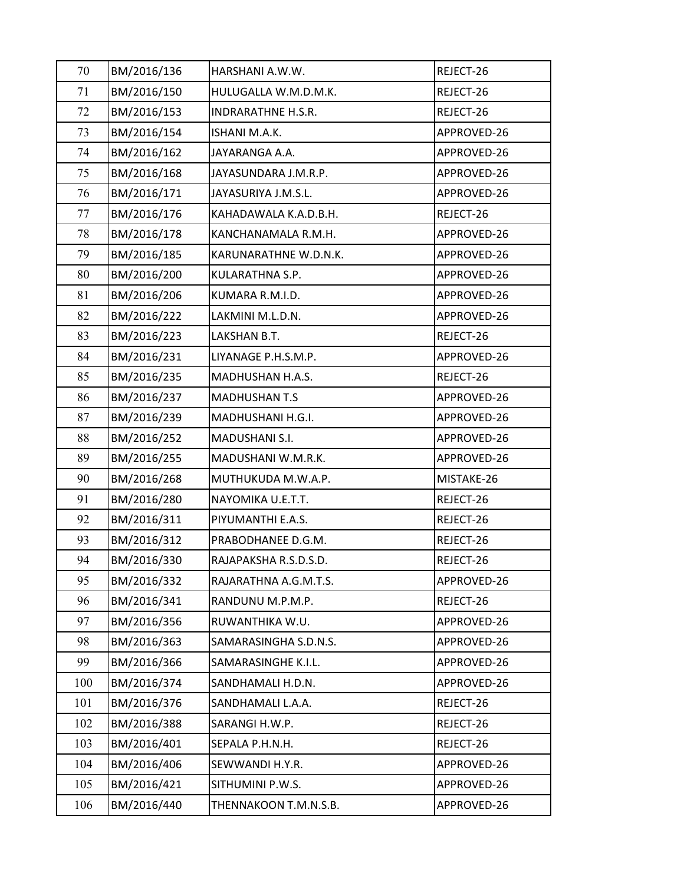| | | | |
|---|---|---|---|
| 70 | BM/2016/136 | HARSHANI A.W.W. | REJECT-26 |
| 71 | BM/2016/150 | HULUGALLA W.M.D.M.K. | REJECT-26 |
| 72 | BM/2016/153 | INDRARATHNE H.S.R. | REJECT-26 |
| 73 | BM/2016/154 | ISHANI M.A.K. | APPROVED-26 |
| 74 | BM/2016/162 | JAYARANGA A.A. | APPROVED-26 |
| 75 | BM/2016/168 | JAYASUNDARA J.M.R.P. | APPROVED-26 |
| 76 | BM/2016/171 | JAYASURIYA J.M.S.L. | APPROVED-26 |
| 77 | BM/2016/176 | KAHADAWALA K.A.D.B.H. | REJECT-26 |
| 78 | BM/2016/178 | KANCHANAMALA R.M.H. | APPROVED-26 |
| 79 | BM/2016/185 | KARUNARATHNE W.D.N.K. | APPROVED-26 |
| 80 | BM/2016/200 | KULARATHNA S.P. | APPROVED-26 |
| 81 | BM/2016/206 | KUMARA R.M.I.D. | APPROVED-26 |
| 82 | BM/2016/222 | LAKMINI M.L.D.N. | APPROVED-26 |
| 83 | BM/2016/223 | LAKSHAN B.T. | REJECT-26 |
| 84 | BM/2016/231 | LIYANAGE P.H.S.M.P. | APPROVED-26 |
| 85 | BM/2016/235 | MADHUSHAN H.A.S. | REJECT-26 |
| 86 | BM/2016/237 | MADHUSHAN T.S | APPROVED-26 |
| 87 | BM/2016/239 | MADHUSHANI H.G.I. | APPROVED-26 |
| 88 | BM/2016/252 | MADUSHANI S.I. | APPROVED-26 |
| 89 | BM/2016/255 | MADUSHANI W.M.R.K. | APPROVED-26 |
| 90 | BM/2016/268 | MUTHUKUDA M.W.A.P. | MISTAKE-26 |
| 91 | BM/2016/280 | NAYOMIKA U.E.T.T. | REJECT-26 |
| 92 | BM/2016/311 | PIYUMANTHI E.A.S. | REJECT-26 |
| 93 | BM/2016/312 | PRABODHANEE D.G.M. | REJECT-26 |
| 94 | BM/2016/330 | RAJAPAKSHA R.S.D.S.D. | REJECT-26 |
| 95 | BM/2016/332 | RAJARATHNA A.G.M.T.S. | APPROVED-26 |
| 96 | BM/2016/341 | RANDUNU M.P.M.P. | REJECT-26 |
| 97 | BM/2016/356 | RUWANTHIKA W.U. | APPROVED-26 |
| 98 | BM/2016/363 | SAMARASINGHA S.D.N.S. | APPROVED-26 |
| 99 | BM/2016/366 | SAMARASINGHE K.I.L. | APPROVED-26 |
| 100 | BM/2016/374 | SANDHAMALI H.D.N. | APPROVED-26 |
| 101 | BM/2016/376 | SANDHAMALI L.A.A. | REJECT-26 |
| 102 | BM/2016/388 | SARANGI H.W.P. | REJECT-26 |
| 103 | BM/2016/401 | SEPALA P.H.N.H. | REJECT-26 |
| 104 | BM/2016/406 | SEWWANDI H.Y.R. | APPROVED-26 |
| 105 | BM/2016/421 | SITHUMINI P.W.S. | APPROVED-26 |
| 106 | BM/2016/440 | THENNAKOON T.M.N.S.B. | APPROVED-26 |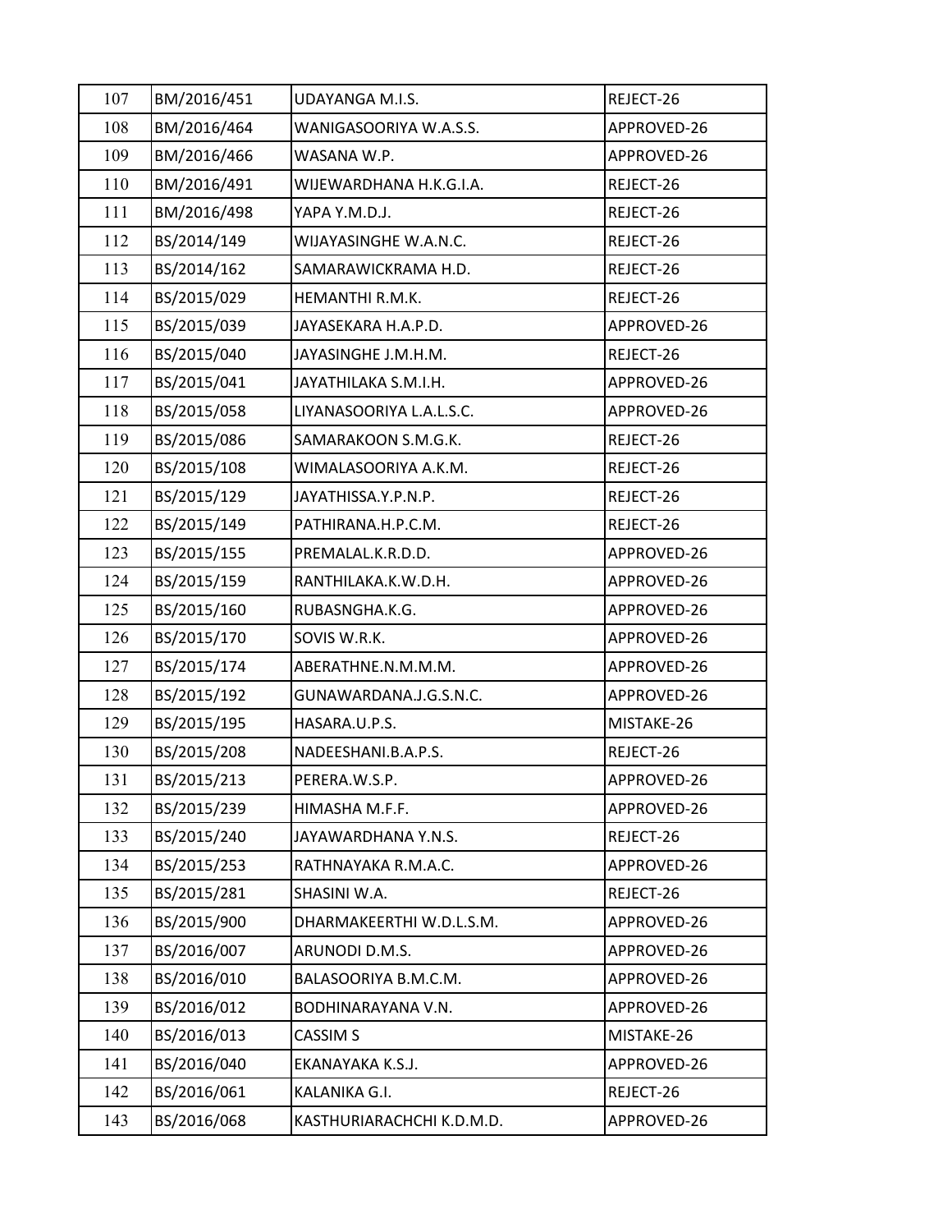| 107 | BM/2016/451 | UDAYANGA M.I.S. | REJECT-26 |
|---|---|---|---|
| 108 | BM/2016/464 | WANIGASOORIYA W.A.S.S. | APPROVED-26 |
| 109 | BM/2016/466 | WASANA W.P. | APPROVED-26 |
| 110 | BM/2016/491 | WIJEWARDHANA H.K.G.I.A. | REJECT-26 |
| 111 | BM/2016/498 | YAPA Y.M.D.J. | REJECT-26 |
| 112 | BS/2014/149 | WIJAYASINGHE W.A.N.C. | REJECT-26 |
| 113 | BS/2014/162 | SAMARAWICKRAMA H.D. | REJECT-26 |
| 114 | BS/2015/029 | HEMANTHI R.M.K. | REJECT-26 |
| 115 | BS/2015/039 | JAYASEKARA H.A.P.D. | APPROVED-26 |
| 116 | BS/2015/040 | JAYASINGHE J.M.H.M. | REJECT-26 |
| 117 | BS/2015/041 | JAYATHILAKA S.M.I.H. | APPROVED-26 |
| 118 | BS/2015/058 | LIYANASOORIYA L.A.L.S.C. | APPROVED-26 |
| 119 | BS/2015/086 | SAMARAKOON S.M.G.K. | REJECT-26 |
| 120 | BS/2015/108 | WIMALASOORIYA A.K.M. | REJECT-26 |
| 121 | BS/2015/129 | JAYATHISSA.Y.P.N.P. | REJECT-26 |
| 122 | BS/2015/149 | PATHIRANA.H.P.C.M. | REJECT-26 |
| 123 | BS/2015/155 | PREMALAL.K.R.D.D. | APPROVED-26 |
| 124 | BS/2015/159 | RANTHILAKA.K.W.D.H. | APPROVED-26 |
| 125 | BS/2015/160 | RUBASNGHA.K.G. | APPROVED-26 |
| 126 | BS/2015/170 | SOVIS W.R.K. | APPROVED-26 |
| 127 | BS/2015/174 | ABERATHNE.N.M.M.M. | APPROVED-26 |
| 128 | BS/2015/192 | GUNAWARDANA.J.G.S.N.C. | APPROVED-26 |
| 129 | BS/2015/195 | HASARA.U.P.S. | MISTAKE-26 |
| 130 | BS/2015/208 | NADEESHANI.B.A.P.S. | REJECT-26 |
| 131 | BS/2015/213 | PERERA.W.S.P. | APPROVED-26 |
| 132 | BS/2015/239 | HIMASHA M.F.F. | APPROVED-26 |
| 133 | BS/2015/240 | JAYAWARDHANA Y.N.S. | REJECT-26 |
| 134 | BS/2015/253 | RATHNAYAKA R.M.A.C. | APPROVED-26 |
| 135 | BS/2015/281 | SHASINI W.A. | REJECT-26 |
| 136 | BS/2015/900 | DHARMAKEERTHI W.D.L.S.M. | APPROVED-26 |
| 137 | BS/2016/007 | ARUNODI D.M.S. | APPROVED-26 |
| 138 | BS/2016/010 | BALASOORIYA B.M.C.M. | APPROVED-26 |
| 139 | BS/2016/012 | BODHINARAYANA V.N. | APPROVED-26 |
| 140 | BS/2016/013 | CASSIM S | MISTAKE-26 |
| 141 | BS/2016/040 | EKANAYAKA K.S.J. | APPROVED-26 |
| 142 | BS/2016/061 | KALANIKA G.I. | REJECT-26 |
| 143 | BS/2016/068 | KASTHURIARACHCHI K.D.M.D. | APPROVED-26 |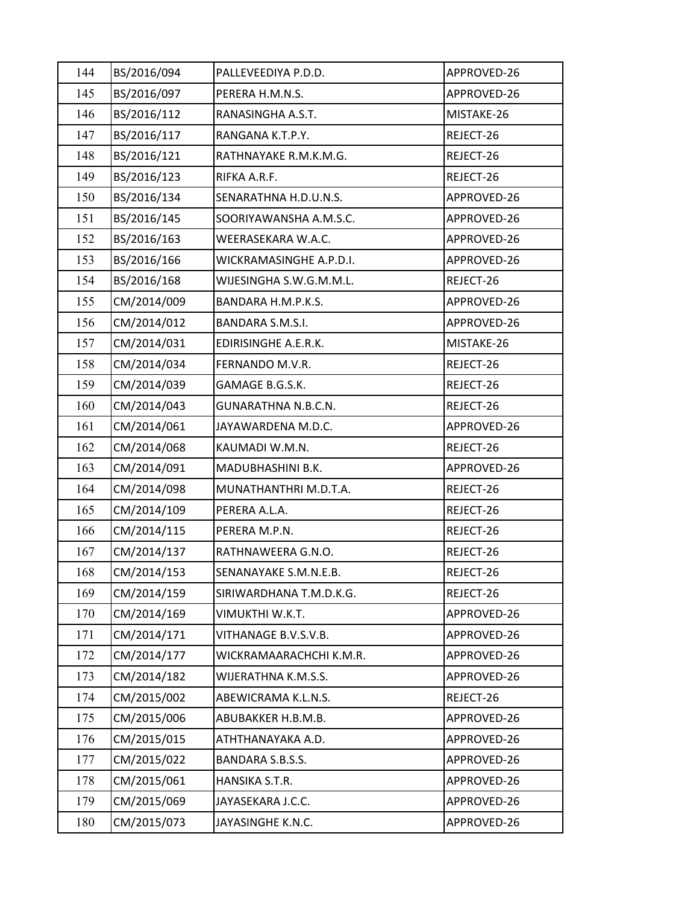| 144 | BS/2016/094 | PALLEVEEDIYA P.D.D. | APPROVED-26 |
|---|---|---|---|
| 145 | BS/2016/097 | PERERA H.M.N.S. | APPROVED-26 |
| 146 | BS/2016/112 | RANASINGHA A.S.T. | MISTAKE-26 |
| 147 | BS/2016/117 | RANGANA K.T.P.Y. | REJECT-26 |
| 148 | BS/2016/121 | RATHNAYAKE R.M.K.M.G. | REJECT-26 |
| 149 | BS/2016/123 | RIFKA A.R.F. | REJECT-26 |
| 150 | BS/2016/134 | SENARATHNA H.D.U.N.S. | APPROVED-26 |
| 151 | BS/2016/145 | SOORIYAWANSHA A.M.S.C. | APPROVED-26 |
| 152 | BS/2016/163 | WEERASEKARA W.A.C. | APPROVED-26 |
| 153 | BS/2016/166 | WICKRAMASINGHE A.P.D.I. | APPROVED-26 |
| 154 | BS/2016/168 | WIJESINGHA S.W.G.M.M.L. | REJECT-26 |
| 155 | CM/2014/009 | BANDARA H.M.P.K.S. | APPROVED-26 |
| 156 | CM/2014/012 | BANDARA S.M.S.I. | APPROVED-26 |
| 157 | CM/2014/031 | EDIRISINGHE A.E.R.K. | MISTAKE-26 |
| 158 | CM/2014/034 | FERNANDO M.V.R. | REJECT-26 |
| 159 | CM/2014/039 | GAMAGE B.G.S.K. | REJECT-26 |
| 160 | CM/2014/043 | GUNARATHNA N.B.C.N. | REJECT-26 |
| 161 | CM/2014/061 | JAYAWARDENA M.D.C. | APPROVED-26 |
| 162 | CM/2014/068 | KAUMADI W.M.N. | REJECT-26 |
| 163 | CM/2014/091 | MADUBHASHINI B.K. | APPROVED-26 |
| 164 | CM/2014/098 | MUNATHANTHRI M.D.T.A. | REJECT-26 |
| 165 | CM/2014/109 | PERERA A.L.A. | REJECT-26 |
| 166 | CM/2014/115 | PERERA M.P.N. | REJECT-26 |
| 167 | CM/2014/137 | RATHNAWEERA G.N.O. | REJECT-26 |
| 168 | CM/2014/153 | SENANAYAKE S.M.N.E.B. | REJECT-26 |
| 169 | CM/2014/159 | SIRIWARDHANA T.M.D.K.G. | REJECT-26 |
| 170 | CM/2014/169 | VIMUKTHI W.K.T. | APPROVED-26 |
| 171 | CM/2014/171 | VITHANAGE B.V.S.V.B. | APPROVED-26 |
| 172 | CM/2014/177 | WICKRAMAARACHCHI K.M.R. | APPROVED-26 |
| 173 | CM/2014/182 | WIJERATHNA K.M.S.S. | APPROVED-26 |
| 174 | CM/2015/002 | ABEWICRAMA K.L.N.S. | REJECT-26 |
| 175 | CM/2015/006 | ABUBAKKER H.B.M.B. | APPROVED-26 |
| 176 | CM/2015/015 | ATHTHANAYAKA A.D. | APPROVED-26 |
| 177 | CM/2015/022 | BANDARA S.B.S.S. | APPROVED-26 |
| 178 | CM/2015/061 | HANSIKA S.T.R. | APPROVED-26 |
| 179 | CM/2015/069 | JAYASEKARA J.C.C. | APPROVED-26 |
| 180 | CM/2015/073 | JAYASINGHE K.N.C. | APPROVED-26 |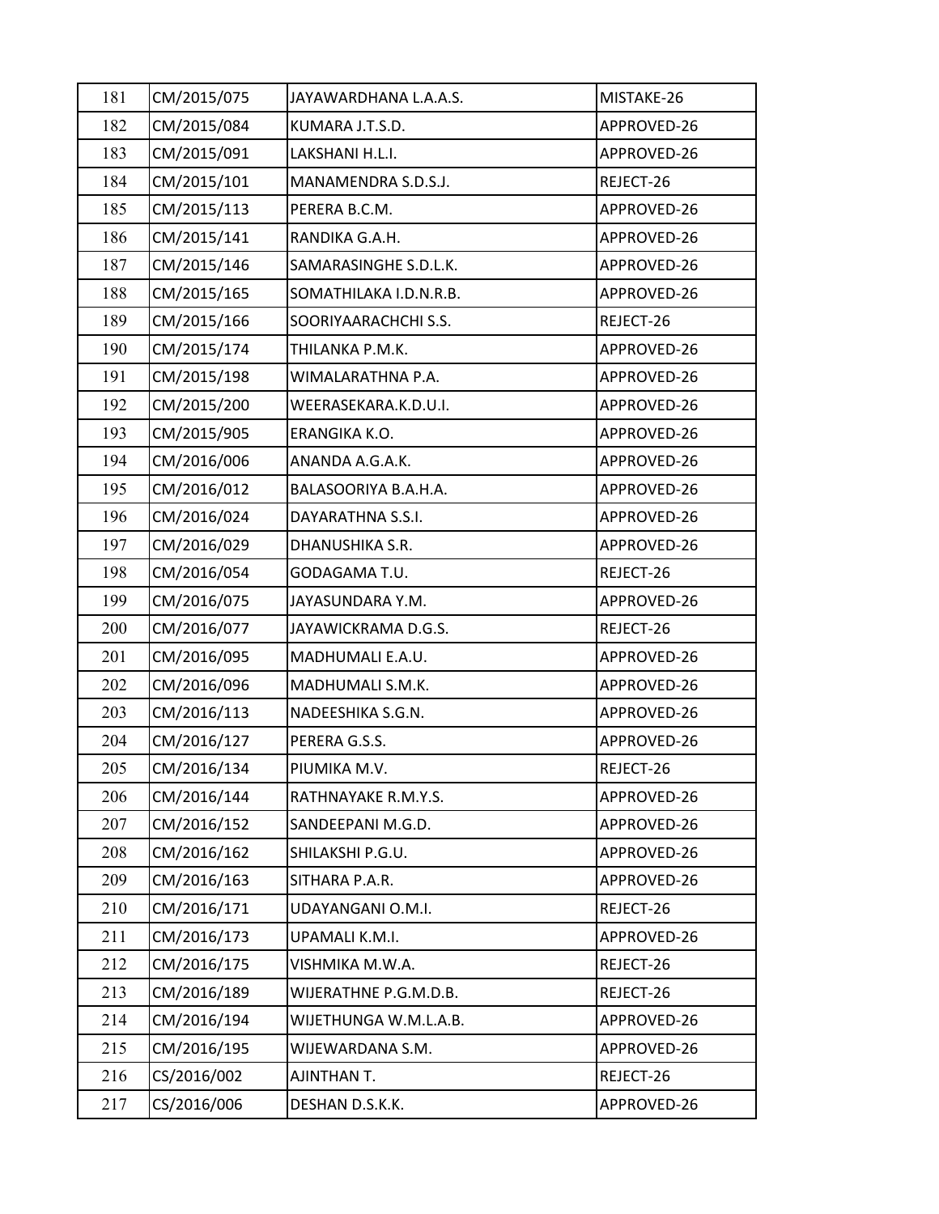| 181 | CM/2015/075 | JAYAWARDHANA L.A.A.S. | MISTAKE-26 |
|---|---|---|---|
| 182 | CM/2015/084 | KUMARA J.T.S.D. | APPROVED-26 |
| 183 | CM/2015/091 | LAKSHANI H.L.I. | APPROVED-26 |
| 184 | CM/2015/101 | MANAMENDRA S.D.S.J. | REJECT-26 |
| 185 | CM/2015/113 | PERERA B.C.M. | APPROVED-26 |
| 186 | CM/2015/141 | RANDIKA G.A.H. | APPROVED-26 |
| 187 | CM/2015/146 | SAMARASINGHE S.D.L.K. | APPROVED-26 |
| 188 | CM/2015/165 | SOMATHILAKA I.D.N.R.B. | APPROVED-26 |
| 189 | CM/2015/166 | SOORIYAARACHCHI S.S. | REJECT-26 |
| 190 | CM/2015/174 | THILANKA P.M.K. | APPROVED-26 |
| 191 | CM/2015/198 | WIMALARATHNA P.A. | APPROVED-26 |
| 192 | CM/2015/200 | WEERASEKARA.K.D.U.I. | APPROVED-26 |
| 193 | CM/2015/905 | ERANGIKA K.O. | APPROVED-26 |
| 194 | CM/2016/006 | ANANDA A.G.A.K. | APPROVED-26 |
| 195 | CM/2016/012 | BALASOORIYA B.A.H.A. | APPROVED-26 |
| 196 | CM/2016/024 | DAYARATHNA S.S.I. | APPROVED-26 |
| 197 | CM/2016/029 | DHANUSHIKA S.R. | APPROVED-26 |
| 198 | CM/2016/054 | GODAGAMA T.U. | REJECT-26 |
| 199 | CM/2016/075 | JAYASUNDARA Y.M. | APPROVED-26 |
| 200 | CM/2016/077 | JAYAWICKRAMA D.G.S. | REJECT-26 |
| 201 | CM/2016/095 | MADHUMALI E.A.U. | APPROVED-26 |
| 202 | CM/2016/096 | MADHUMALI S.M.K. | APPROVED-26 |
| 203 | CM/2016/113 | NADEESHIKA S.G.N. | APPROVED-26 |
| 204 | CM/2016/127 | PERERA G.S.S. | APPROVED-26 |
| 205 | CM/2016/134 | PIUMIKA M.V. | REJECT-26 |
| 206 | CM/2016/144 | RATHNAYAKE R.M.Y.S. | APPROVED-26 |
| 207 | CM/2016/152 | SANDEEPANI M.G.D. | APPROVED-26 |
| 208 | CM/2016/162 | SHILAKSHI P.G.U. | APPROVED-26 |
| 209 | CM/2016/163 | SITHARA P.A.R. | APPROVED-26 |
| 210 | CM/2016/171 | UDAYANGANI O.M.I. | REJECT-26 |
| 211 | CM/2016/173 | UPAMALI K.M.I. | APPROVED-26 |
| 212 | CM/2016/175 | VISHMIKA M.W.A. | REJECT-26 |
| 213 | CM/2016/189 | WIJERATHNE P.G.M.D.B. | REJECT-26 |
| 214 | CM/2016/194 | WIJETHUNGA W.M.L.A.B. | APPROVED-26 |
| 215 | CM/2016/195 | WIJEWARDANA S.M. | APPROVED-26 |
| 216 | CS/2016/002 | AJINTHAN T. | REJECT-26 |
| 217 | CS/2016/006 | DESHAN D.S.K.K. | APPROVED-26 |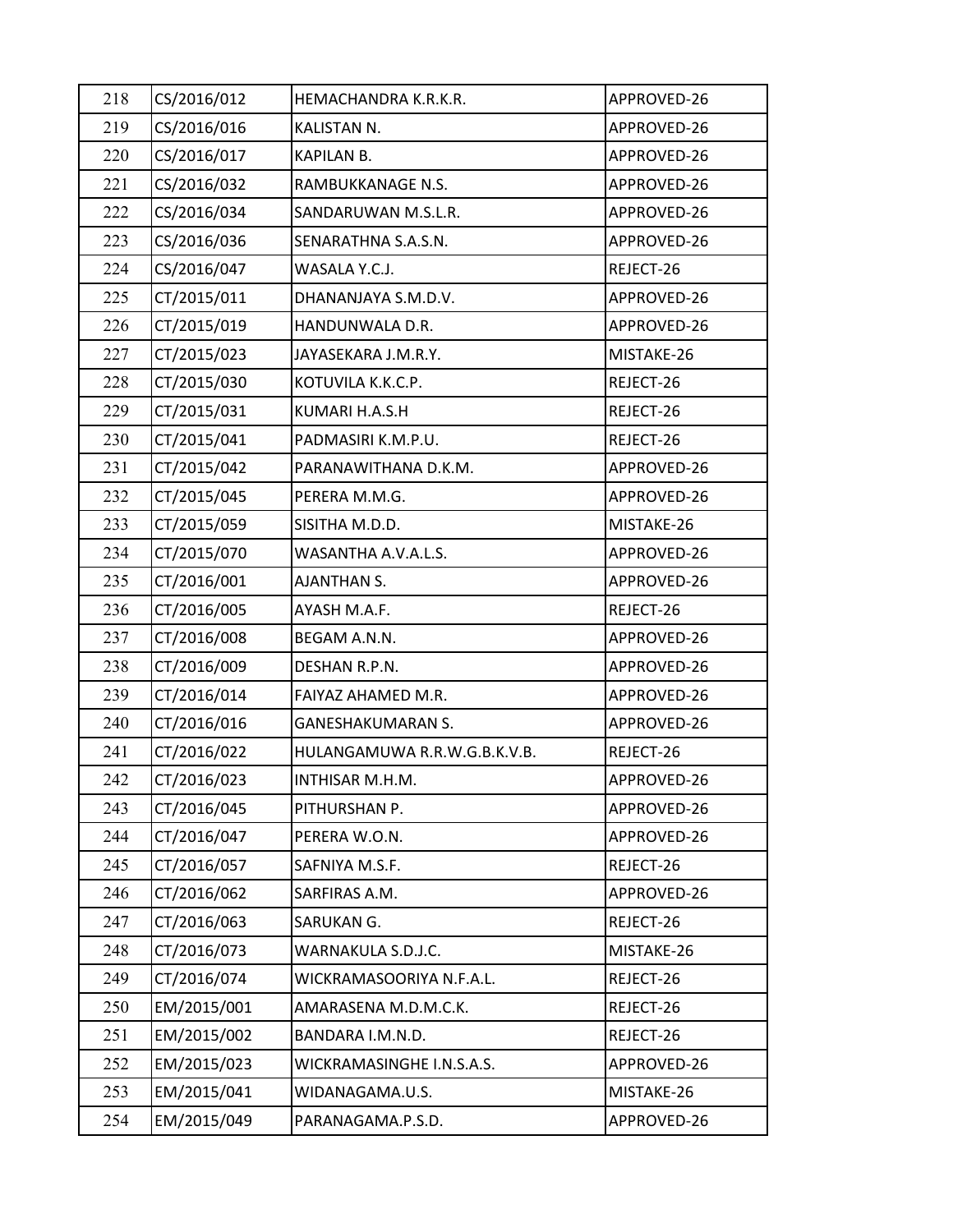| 218 | CS/2016/012 | HEMACHANDRA K.R.K.R. | APPROVED-26 |
|---|---|---|---|
| 219 | CS/2016/016 | KALISTAN N. | APPROVED-26 |
| 220 | CS/2016/017 | KAPILAN B. | APPROVED-26 |
| 221 | CS/2016/032 | RAMBUKKANAGE N.S. | APPROVED-26 |
| 222 | CS/2016/034 | SANDARUWAN M.S.L.R. | APPROVED-26 |
| 223 | CS/2016/036 | SENARATHNA S.A.S.N. | APPROVED-26 |
| 224 | CS/2016/047 | WASALA Y.C.J. | REJECT-26 |
| 225 | CT/2015/011 | DHANANJAYA S.M.D.V. | APPROVED-26 |
| 226 | CT/2015/019 | HANDUNWALA D.R. | APPROVED-26 |
| 227 | CT/2015/023 | JAYASEKARA J.M.R.Y. | MISTAKE-26 |
| 228 | CT/2015/030 | KOTUVILA K.K.C.P. | REJECT-26 |
| 229 | CT/2015/031 | KUMARI H.A.S.H | REJECT-26 |
| 230 | CT/2015/041 | PADMASIRI K.M.P.U. | REJECT-26 |
| 231 | CT/2015/042 | PARANAWITHANA D.K.M. | APPROVED-26 |
| 232 | CT/2015/045 | PERERA M.M.G. | APPROVED-26 |
| 233 | CT/2015/059 | SISITHA M.D.D. | MISTAKE-26 |
| 234 | CT/2015/070 | WASANTHA A.V.A.L.S. | APPROVED-26 |
| 235 | CT/2016/001 | AJANTHAN S. | APPROVED-26 |
| 236 | CT/2016/005 | AYASH M.A.F. | REJECT-26 |
| 237 | CT/2016/008 | BEGAM A.N.N. | APPROVED-26 |
| 238 | CT/2016/009 | DESHAN R.P.N. | APPROVED-26 |
| 239 | CT/2016/014 | FAIYAZ AHAMED M.R. | APPROVED-26 |
| 240 | CT/2016/016 | GANESHAKUMARAN S. | APPROVED-26 |
| 241 | CT/2016/022 | HULANGAMUWA R.R.W.G.B.K.V.B. | REJECT-26 |
| 242 | CT/2016/023 | INTHISAR M.H.M. | APPROVED-26 |
| 243 | CT/2016/045 | PITHURSHAN P. | APPROVED-26 |
| 244 | CT/2016/047 | PERERA W.O.N. | APPROVED-26 |
| 245 | CT/2016/057 | SAFNIYA M.S.F. | REJECT-26 |
| 246 | CT/2016/062 | SARFIRAS A.M. | APPROVED-26 |
| 247 | CT/2016/063 | SARUKAN G. | REJECT-26 |
| 248 | CT/2016/073 | WARNAKULA S.D.J.C. | MISTAKE-26 |
| 249 | CT/2016/074 | WICKRAMASOORIYA N.F.A.L. | REJECT-26 |
| 250 | EM/2015/001 | AMARASENA M.D.M.C.K. | REJECT-26 |
| 251 | EM/2015/002 | BANDARA I.M.N.D. | REJECT-26 |
| 252 | EM/2015/023 | WICKRAMASINGHE I.N.S.A.S. | APPROVED-26 |
| 253 | EM/2015/041 | WIDANAGAMA.U.S. | MISTAKE-26 |
| 254 | EM/2015/049 | PARANAGAMA.P.S.D. | APPROVED-26 |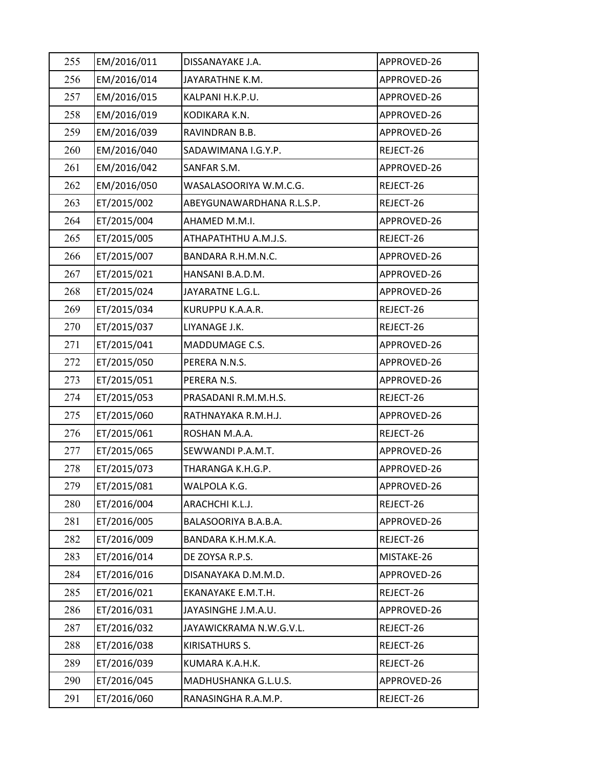| 255 | EM/2016/011 | DISSANAYAKE J.A. | APPROVED-26 |
|---|---|---|---|
| 256 | EM/2016/014 | JAYARATHNE K.M. | APPROVED-26 |
| 257 | EM/2016/015 | KALPANI H.K.P.U. | APPROVED-26 |
| 258 | EM/2016/019 | KODIKARA K.N. | APPROVED-26 |
| 259 | EM/2016/039 | RAVINDRAN B.B. | APPROVED-26 |
| 260 | EM/2016/040 | SADAWIMANA I.G.Y.P. | REJECT-26 |
| 261 | EM/2016/042 | SANFAR S.M. | APPROVED-26 |
| 262 | EM/2016/050 | WASALASOORIYA W.M.C.G. | REJECT-26 |
| 263 | ET/2015/002 | ABEYGUNAWARDHANA R.L.S.P. | REJECT-26 |
| 264 | ET/2015/004 | AHAMED M.M.I. | APPROVED-26 |
| 265 | ET/2015/005 | ATHAPATHTHU A.M.J.S. | REJECT-26 |
| 266 | ET/2015/007 | BANDARA R.H.M.N.C. | APPROVED-26 |
| 267 | ET/2015/021 | HANSANI B.A.D.M. | APPROVED-26 |
| 268 | ET/2015/024 | JAYARATNE L.G.L. | APPROVED-26 |
| 269 | ET/2015/034 | KURUPPU K.A.A.R. | REJECT-26 |
| 270 | ET/2015/037 | LIYANAGE J.K. | REJECT-26 |
| 271 | ET/2015/041 | MADDUMAGE C.S. | APPROVED-26 |
| 272 | ET/2015/050 | PERERA N.N.S. | APPROVED-26 |
| 273 | ET/2015/051 | PERERA N.S. | APPROVED-26 |
| 274 | ET/2015/053 | PRASADANI R.M.M.H.S. | REJECT-26 |
| 275 | ET/2015/060 | RATHNAYAKA R.M.H.J. | APPROVED-26 |
| 276 | ET/2015/061 | ROSHAN M.A.A. | REJECT-26 |
| 277 | ET/2015/065 | SEWWANDI P.A.M.T. | APPROVED-26 |
| 278 | ET/2015/073 | THARANGA K.H.G.P. | APPROVED-26 |
| 279 | ET/2015/081 | WALPOLA K.G. | APPROVED-26 |
| 280 | ET/2016/004 | ARACHCHI K.L.J. | REJECT-26 |
| 281 | ET/2016/005 | BALASOORIYA B.A.B.A. | APPROVED-26 |
| 282 | ET/2016/009 | BANDARA K.H.M.K.A. | REJECT-26 |
| 283 | ET/2016/014 | DE ZOYSA R.P.S. | MISTAKE-26 |
| 284 | ET/2016/016 | DISANAYAKA D.M.M.D. | APPROVED-26 |
| 285 | ET/2016/021 | EKANAYAKE E.M.T.H. | REJECT-26 |
| 286 | ET/2016/031 | JAYASINGHE J.M.A.U. | APPROVED-26 |
| 287 | ET/2016/032 | JAYAWICKRAMA N.W.G.V.L. | REJECT-26 |
| 288 | ET/2016/038 | KIRISATHURS S. | REJECT-26 |
| 289 | ET/2016/039 | KUMARA K.A.H.K. | REJECT-26 |
| 290 | ET/2016/045 | MADHUSHANKA G.L.U.S. | APPROVED-26 |
| 291 | ET/2016/060 | RANASINGHA R.A.M.P. | REJECT-26 |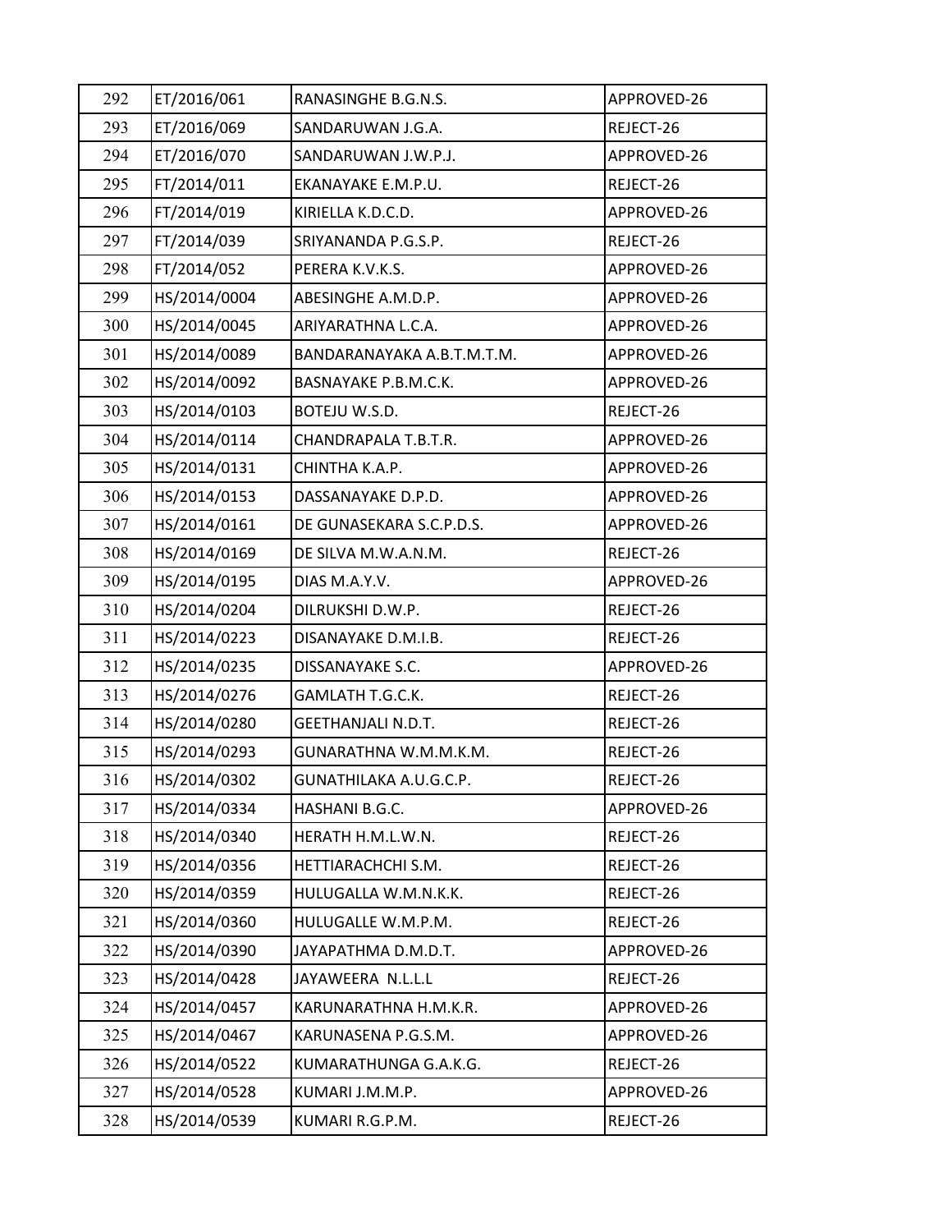| | | | |
|---|---|---|---|
| 292 | ET/2016/061 | RANASINGHE B.G.N.S. | APPROVED-26 |
| 293 | ET/2016/069 | SANDARUWAN J.G.A. | REJECT-26 |
| 294 | ET/2016/070 | SANDARUWAN J.W.P.J. | APPROVED-26 |
| 295 | FT/2014/011 | EKANAYAKE E.M.P.U. | REJECT-26 |
| 296 | FT/2014/019 | KIRIELLA K.D.C.D. | APPROVED-26 |
| 297 | FT/2014/039 | SRIYANANDA P.G.S.P. | REJECT-26 |
| 298 | FT/2014/052 | PERERA K.V.K.S. | APPROVED-26 |
| 299 | HS/2014/0004 | ABESINGHE A.M.D.P. | APPROVED-26 |
| 300 | HS/2014/0045 | ARIYARATHNA L.C.A. | APPROVED-26 |
| 301 | HS/2014/0089 | BANDARANAYAKA A.B.T.M.T.M. | APPROVED-26 |
| 302 | HS/2014/0092 | BASNAYAKE P.B.M.C.K. | APPROVED-26 |
| 303 | HS/2014/0103 | BOTEJU W.S.D. | REJECT-26 |
| 304 | HS/2014/0114 | CHANDRAPALA T.B.T.R. | APPROVED-26 |
| 305 | HS/2014/0131 | CHINTHA K.A.P. | APPROVED-26 |
| 306 | HS/2014/0153 | DASSANAYAKE D.P.D. | APPROVED-26 |
| 307 | HS/2014/0161 | DE GUNASEKARA S.C.P.D.S. | APPROVED-26 |
| 308 | HS/2014/0169 | DE SILVA M.W.A.N.M. | REJECT-26 |
| 309 | HS/2014/0195 | DIAS M.A.Y.V. | APPROVED-26 |
| 310 | HS/2014/0204 | DILRUKSHI D.W.P. | REJECT-26 |
| 311 | HS/2014/0223 | DISANAYAKE D.M.I.B. | REJECT-26 |
| 312 | HS/2014/0235 | DISSANAYAKE S.C. | APPROVED-26 |
| 313 | HS/2014/0276 | GAMLATH T.G.C.K. | REJECT-26 |
| 314 | HS/2014/0280 | GEETHANJALI N.D.T. | REJECT-26 |
| 315 | HS/2014/0293 | GUNARATHNA W.M.M.K.M. | REJECT-26 |
| 316 | HS/2014/0302 | GUNATHILAKA A.U.G.C.P. | REJECT-26 |
| 317 | HS/2014/0334 | HASHANI B.G.C. | APPROVED-26 |
| 318 | HS/2014/0340 | HERATH H.M.L.W.N. | REJECT-26 |
| 319 | HS/2014/0356 | HETTIARACHCHI S.M. | REJECT-26 |
| 320 | HS/2014/0359 | HULUGALLA W.M.N.K.K. | REJECT-26 |
| 321 | HS/2014/0360 | HULUGALLE W.M.P.M. | REJECT-26 |
| 322 | HS/2014/0390 | JAYAPATHMA D.M.D.T. | APPROVED-26 |
| 323 | HS/2014/0428 | JAYAWEERA N.L.L.L | REJECT-26 |
| 324 | HS/2014/0457 | KARUNARATHNA H.M.K.R. | APPROVED-26 |
| 325 | HS/2014/0467 | KARUNASENA P.G.S.M. | APPROVED-26 |
| 326 | HS/2014/0522 | KUMARATHUNGA G.A.K.G. | REJECT-26 |
| 327 | HS/2014/0528 | KUMARI J.M.M.P. | APPROVED-26 |
| 328 | HS/2014/0539 | KUMARI R.G.P.M. | REJECT-26 |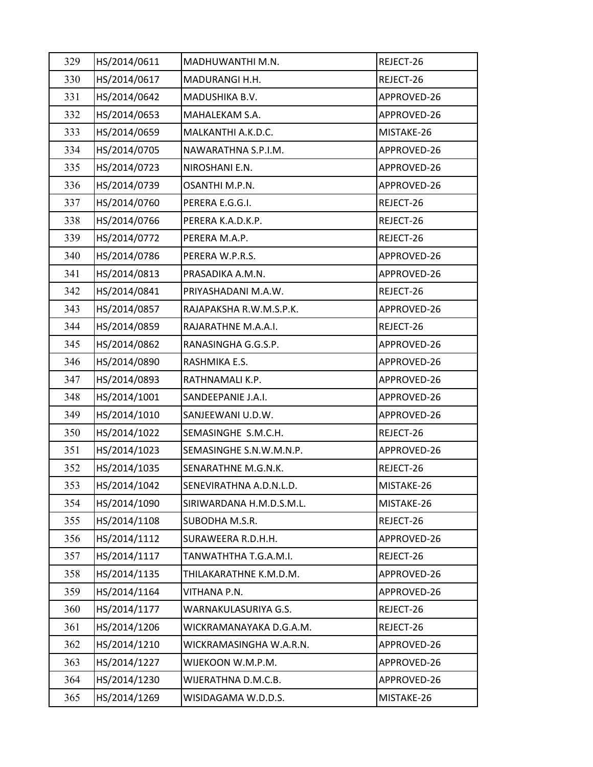| 329 | HS/2014/0611 | MADHUWANTHI M.N. | REJECT-26 |
|---|---|---|---|
| 330 | HS/2014/0617 | MADURANGI H.H. | REJECT-26 |
| 331 | HS/2014/0642 | MADUSHIKA B.V. | APPROVED-26 |
| 332 | HS/2014/0653 | MAHALEKAM S.A. | APPROVED-26 |
| 333 | HS/2014/0659 | MALKANTHI A.K.D.C. | MISTAKE-26 |
| 334 | HS/2014/0705 | NAWARATHNA S.P.I.M. | APPROVED-26 |
| 335 | HS/2014/0723 | NIROSHANI E.N. | APPROVED-26 |
| 336 | HS/2014/0739 | OSANTHI M.P.N. | APPROVED-26 |
| 337 | HS/2014/0760 | PERERA E.G.G.I. | REJECT-26 |
| 338 | HS/2014/0766 | PERERA K.A.D.K.P. | REJECT-26 |
| 339 | HS/2014/0772 | PERERA M.A.P. | REJECT-26 |
| 340 | HS/2014/0786 | PERERA W.P.R.S. | APPROVED-26 |
| 341 | HS/2014/0813 | PRASADIKA A.M.N. | APPROVED-26 |
| 342 | HS/2014/0841 | PRIYASHADANI M.A.W. | REJECT-26 |
| 343 | HS/2014/0857 | RAJAPAKSHA R.W.M.S.P.K. | APPROVED-26 |
| 344 | HS/2014/0859 | RAJARATHNE M.A.A.I. | REJECT-26 |
| 345 | HS/2014/0862 | RANASINGHA G.G.S.P. | APPROVED-26 |
| 346 | HS/2014/0890 | RASHMIKA E.S. | APPROVED-26 |
| 347 | HS/2014/0893 | RATHNAMALI K.P. | APPROVED-26 |
| 348 | HS/2014/1001 | SANDEEPANIE J.A.I. | APPROVED-26 |
| 349 | HS/2014/1010 | SANJEEWANI U.D.W. | APPROVED-26 |
| 350 | HS/2014/1022 | SEMASINGHE S.M.C.H. | REJECT-26 |
| 351 | HS/2014/1023 | SEMASINGHE S.N.W.M.N.P. | APPROVED-26 |
| 352 | HS/2014/1035 | SENARATHNE M.G.N.K. | REJECT-26 |
| 353 | HS/2014/1042 | SENEVIRATHNA A.D.N.L.D. | MISTAKE-26 |
| 354 | HS/2014/1090 | SIRIWARDANA H.M.D.S.M.L. | MISTAKE-26 |
| 355 | HS/2014/1108 | SUBODHA M.S.R. | REJECT-26 |
| 356 | HS/2014/1112 | SURAWEERA R.D.H.H. | APPROVED-26 |
| 357 | HS/2014/1117 | TANWATHTHA T.G.A.M.I. | REJECT-26 |
| 358 | HS/2014/1135 | THILAKARATHNE K.M.D.M. | APPROVED-26 |
| 359 | HS/2014/1164 | VITHANA P.N. | APPROVED-26 |
| 360 | HS/2014/1177 | WARNAKULASURIYA G.S. | REJECT-26 |
| 361 | HS/2014/1206 | WICKRAMANAYAKA D.G.A.M. | REJECT-26 |
| 362 | HS/2014/1210 | WICKRAMASINGHA W.A.R.N. | APPROVED-26 |
| 363 | HS/2014/1227 | WIJEKOON W.M.P.M. | APPROVED-26 |
| 364 | HS/2014/1230 | WIJERATHNA D.M.C.B. | APPROVED-26 |
| 365 | HS/2014/1269 | WISIDAGAMA W.D.D.S. | MISTAKE-26 |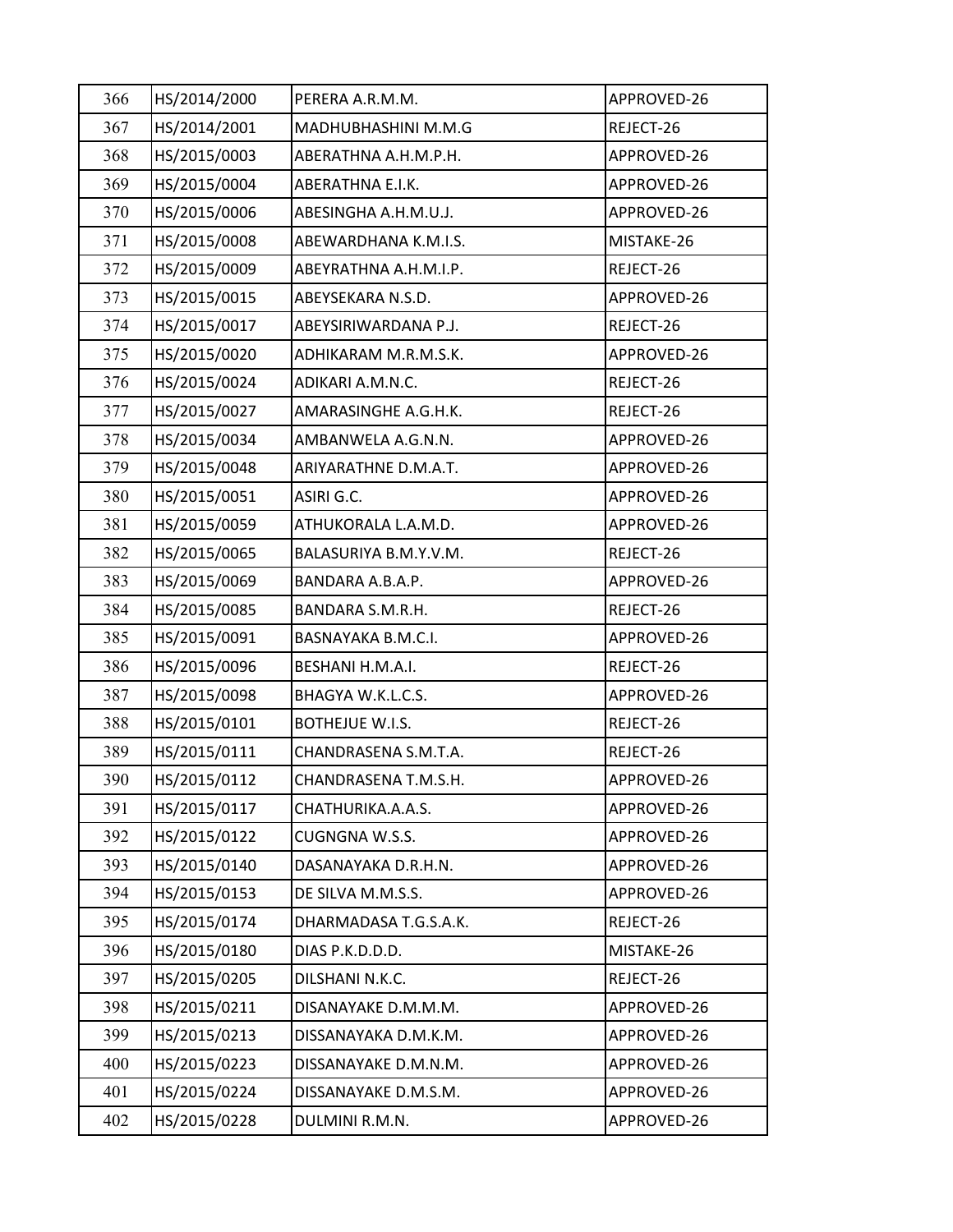| 366 | HS/2014/2000 | PERERA A.R.M.M. | APPROVED-26 |
|---|---|---|---|
| 367 | HS/2014/2001 | MADHUBHASHINI M.M.G | REJECT-26 |
| 368 | HS/2015/0003 | ABERATHNA A.H.M.P.H. | APPROVED-26 |
| 369 | HS/2015/0004 | ABERATHNA E.I.K. | APPROVED-26 |
| 370 | HS/2015/0006 | ABESINGHA A.H.M.U.J. | APPROVED-26 |
| 371 | HS/2015/0008 | ABEWARDHANA K.M.I.S. | MISTAKE-26 |
| 372 | HS/2015/0009 | ABEYRATHNA A.H.M.I.P. | REJECT-26 |
| 373 | HS/2015/0015 | ABEYSEKARA N.S.D. | APPROVED-26 |
| 374 | HS/2015/0017 | ABEYSIRIWARDANA P.J. | REJECT-26 |
| 375 | HS/2015/0020 | ADHIKARAM M.R.M.S.K. | APPROVED-26 |
| 376 | HS/2015/0024 | ADIKARI A.M.N.C. | REJECT-26 |
| 377 | HS/2015/0027 | AMARASINGHE A.G.H.K. | REJECT-26 |
| 378 | HS/2015/0034 | AMBANWELA A.G.N.N. | APPROVED-26 |
| 379 | HS/2015/0048 | ARIYARATHNE D.M.A.T. | APPROVED-26 |
| 380 | HS/2015/0051 | ASIRI G.C. | APPROVED-26 |
| 381 | HS/2015/0059 | ATHUKORALA L.A.M.D. | APPROVED-26 |
| 382 | HS/2015/0065 | BALASURIYA B.M.Y.V.M. | REJECT-26 |
| 383 | HS/2015/0069 | BANDARA A.B.A.P. | APPROVED-26 |
| 384 | HS/2015/0085 | BANDARA S.M.R.H. | REJECT-26 |
| 385 | HS/2015/0091 | BASNAYAKA B.M.C.I. | APPROVED-26 |
| 386 | HS/2015/0096 | BESHANI H.M.A.I. | REJECT-26 |
| 387 | HS/2015/0098 | BHAGYA W.K.L.C.S. | APPROVED-26 |
| 388 | HS/2015/0101 | BOTHEJUE W.I.S. | REJECT-26 |
| 389 | HS/2015/0111 | CHANDRASENA S.M.T.A. | REJECT-26 |
| 390 | HS/2015/0112 | CHANDRASENA T.M.S.H. | APPROVED-26 |
| 391 | HS/2015/0117 | CHATHURIKA.A.A.S. | APPROVED-26 |
| 392 | HS/2015/0122 | CUGNGNA W.S.S. | APPROVED-26 |
| 393 | HS/2015/0140 | DASANAYAKA D.R.H.N. | APPROVED-26 |
| 394 | HS/2015/0153 | DE SILVA M.M.S.S. | APPROVED-26 |
| 395 | HS/2015/0174 | DHARMADASA T.G.S.A.K. | REJECT-26 |
| 396 | HS/2015/0180 | DIAS P.K.D.D.D. | MISTAKE-26 |
| 397 | HS/2015/0205 | DILSHANI N.K.C. | REJECT-26 |
| 398 | HS/2015/0211 | DISANAYAKE D.M.M.M. | APPROVED-26 |
| 399 | HS/2015/0213 | DISSANAYAKA D.M.K.M. | APPROVED-26 |
| 400 | HS/2015/0223 | DISSANAYAKE D.M.N.M. | APPROVED-26 |
| 401 | HS/2015/0224 | DISSANAYAKE D.M.S.M. | APPROVED-26 |
| 402 | HS/2015/0228 | DULMINI R.M.N. | APPROVED-26 |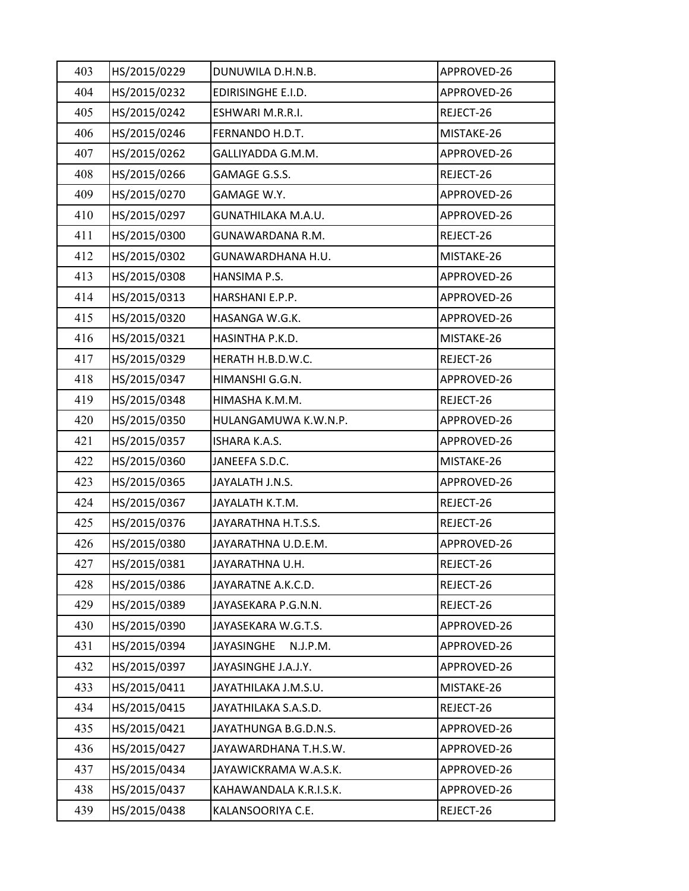| 403 | HS/2015/0229 | DUNUWILA D.H.N.B. | APPROVED-26 |
|---|---|---|---|
| 404 | HS/2015/0232 | EDIRISINGHE E.I.D. | APPROVED-26 |
| 405 | HS/2015/0242 | ESHWARI M.R.R.I. | REJECT-26 |
| 406 | HS/2015/0246 | FERNANDO H.D.T. | MISTAKE-26 |
| 407 | HS/2015/0262 | GALLIYADDA G.M.M. | APPROVED-26 |
| 408 | HS/2015/0266 | GAMAGE G.S.S. | REJECT-26 |
| 409 | HS/2015/0270 | GAMAGE W.Y. | APPROVED-26 |
| 410 | HS/2015/0297 | GUNATHILAKA M.A.U. | APPROVED-26 |
| 411 | HS/2015/0300 | GUNAWARDANA R.M. | REJECT-26 |
| 412 | HS/2015/0302 | GUNAWARDHANA H.U. | MISTAKE-26 |
| 413 | HS/2015/0308 | HANSIMA P.S. | APPROVED-26 |
| 414 | HS/2015/0313 | HARSHANI E.P.P. | APPROVED-26 |
| 415 | HS/2015/0320 | HASANGA W.G.K. | APPROVED-26 |
| 416 | HS/2015/0321 | HASINTHA P.K.D. | MISTAKE-26 |
| 417 | HS/2015/0329 | HERATH H.B.D.W.C. | REJECT-26 |
| 418 | HS/2015/0347 | HIMANSHI G.G.N. | APPROVED-26 |
| 419 | HS/2015/0348 | HIMASHA K.M.M. | REJECT-26 |
| 420 | HS/2015/0350 | HULANGAMUWA K.W.N.P. | APPROVED-26 |
| 421 | HS/2015/0357 | ISHARA K.A.S. | APPROVED-26 |
| 422 | HS/2015/0360 | JANEEFA S.D.C. | MISTAKE-26 |
| 423 | HS/2015/0365 | JAYALATH J.N.S. | APPROVED-26 |
| 424 | HS/2015/0367 | JAYALATH K.T.M. | REJECT-26 |
| 425 | HS/2015/0376 | JAYARATHNA H.T.S.S. | REJECT-26 |
| 426 | HS/2015/0380 | JAYARATHNA U.D.E.M. | APPROVED-26 |
| 427 | HS/2015/0381 | JAYARATHNA U.H. | REJECT-26 |
| 428 | HS/2015/0386 | JAYARATNE A.K.C.D. | REJECT-26 |
| 429 | HS/2015/0389 | JAYASEKARA P.G.N.N. | REJECT-26 |
| 430 | HS/2015/0390 | JAYASEKARA W.G.T.S. | APPROVED-26 |
| 431 | HS/2015/0394 | JAYASINGHE N.J.P.M. | APPROVED-26 |
| 432 | HS/2015/0397 | JAYASINGHE J.A.J.Y. | APPROVED-26 |
| 433 | HS/2015/0411 | JAYATHILAKA J.M.S.U. | MISTAKE-26 |
| 434 | HS/2015/0415 | JAYATHILAKA S.A.S.D. | REJECT-26 |
| 435 | HS/2015/0421 | JAYATHUNGA B.G.D.N.S. | APPROVED-26 |
| 436 | HS/2015/0427 | JAYAWARDHANA T.H.S.W. | APPROVED-26 |
| 437 | HS/2015/0434 | JAYAWICKRAMA W.A.S.K. | APPROVED-26 |
| 438 | HS/2015/0437 | KAHAWANDALA K.R.I.S.K. | APPROVED-26 |
| 439 | HS/2015/0438 | KALANSOORIYA C.E. | REJECT-26 |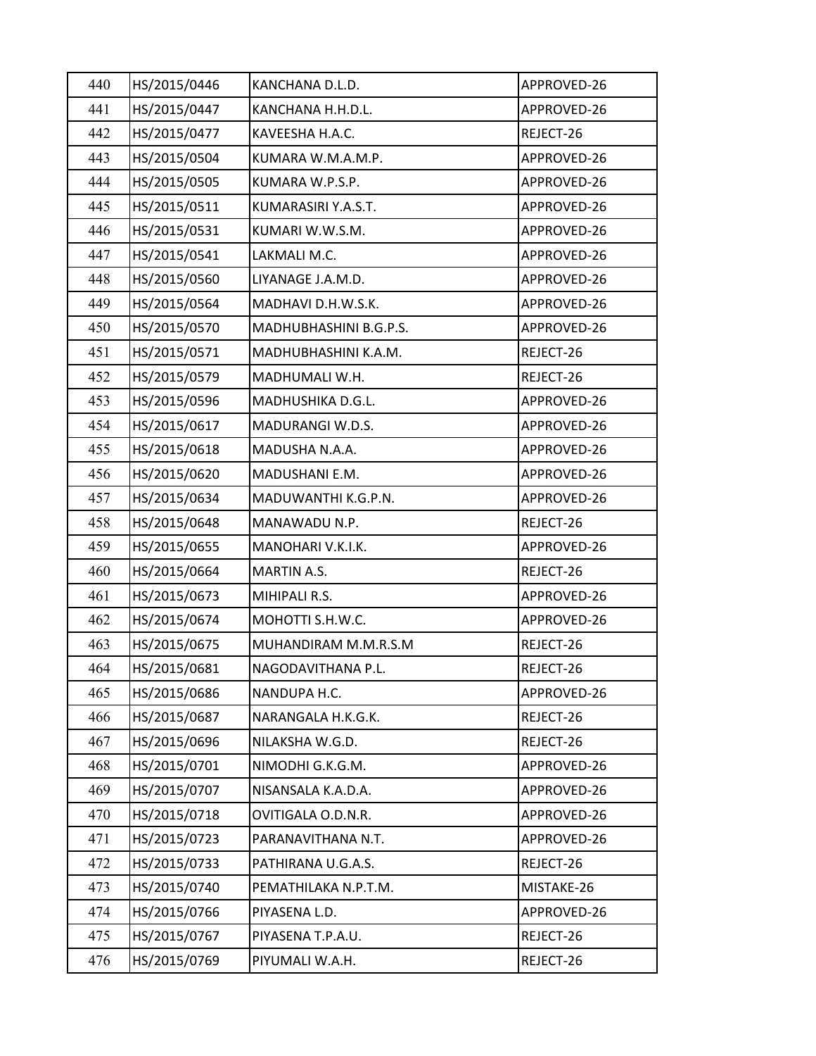| 440 | HS/2015/0446 | KANCHANA D.L.D. | APPROVED-26 |
|---|---|---|---|
| 441 | HS/2015/0447 | KANCHANA H.H.D.L. | APPROVED-26 |
| 442 | HS/2015/0477 | KAVEESHA H.A.C. | REJECT-26 |
| 443 | HS/2015/0504 | KUMARA W.M.A.M.P. | APPROVED-26 |
| 444 | HS/2015/0505 | KUMARA W.P.S.P. | APPROVED-26 |
| 445 | HS/2015/0511 | KUMARASIRI Y.A.S.T. | APPROVED-26 |
| 446 | HS/2015/0531 | KUMARI W.W.S.M. | APPROVED-26 |
| 447 | HS/2015/0541 | LAKMALI M.C. | APPROVED-26 |
| 448 | HS/2015/0560 | LIYANAGE J.A.M.D. | APPROVED-26 |
| 449 | HS/2015/0564 | MADHAVI D.H.W.S.K. | APPROVED-26 |
| 450 | HS/2015/0570 | MADHUBHASHINI B.G.P.S. | APPROVED-26 |
| 451 | HS/2015/0571 | MADHUBHASHINI K.A.M. | REJECT-26 |
| 452 | HS/2015/0579 | MADHUMALI W.H. | REJECT-26 |
| 453 | HS/2015/0596 | MADHUSHIKA D.G.L. | APPROVED-26 |
| 454 | HS/2015/0617 | MADURANGI W.D.S. | APPROVED-26 |
| 455 | HS/2015/0618 | MADUSHA N.A.A. | APPROVED-26 |
| 456 | HS/2015/0620 | MADUSHANI E.M. | APPROVED-26 |
| 457 | HS/2015/0634 | MADUWANTHI K.G.P.N. | APPROVED-26 |
| 458 | HS/2015/0648 | MANAWADU N.P. | REJECT-26 |
| 459 | HS/2015/0655 | MANOHARI V.K.I.K. | APPROVED-26 |
| 460 | HS/2015/0664 | MARTIN A.S. | REJECT-26 |
| 461 | HS/2015/0673 | MIHIPALI R.S. | APPROVED-26 |
| 462 | HS/2015/0674 | MOHOTTI S.H.W.C. | APPROVED-26 |
| 463 | HS/2015/0675 | MUHANDIRAM M.M.R.S.M | REJECT-26 |
| 464 | HS/2015/0681 | NAGODAVITHANA P.L. | REJECT-26 |
| 465 | HS/2015/0686 | NANDUPA H.C. | APPROVED-26 |
| 466 | HS/2015/0687 | NARANGALA H.K.G.K. | REJECT-26 |
| 467 | HS/2015/0696 | NILAKSHA W.G.D. | REJECT-26 |
| 468 | HS/2015/0701 | NIMODHI G.K.G.M. | APPROVED-26 |
| 469 | HS/2015/0707 | NISANSALA K.A.D.A. | APPROVED-26 |
| 470 | HS/2015/0718 | OVITIGALA O.D.N.R. | APPROVED-26 |
| 471 | HS/2015/0723 | PARANAVITHANA N.T. | APPROVED-26 |
| 472 | HS/2015/0733 | PATHIRANA U.G.A.S. | REJECT-26 |
| 473 | HS/2015/0740 | PEMATHILAKA N.P.T.M. | MISTAKE-26 |
| 474 | HS/2015/0766 | PIYASENA L.D. | APPROVED-26 |
| 475 | HS/2015/0767 | PIYASENA T.P.A.U. | REJECT-26 |
| 476 | HS/2015/0769 | PIYUMALI W.A.H. | REJECT-26 |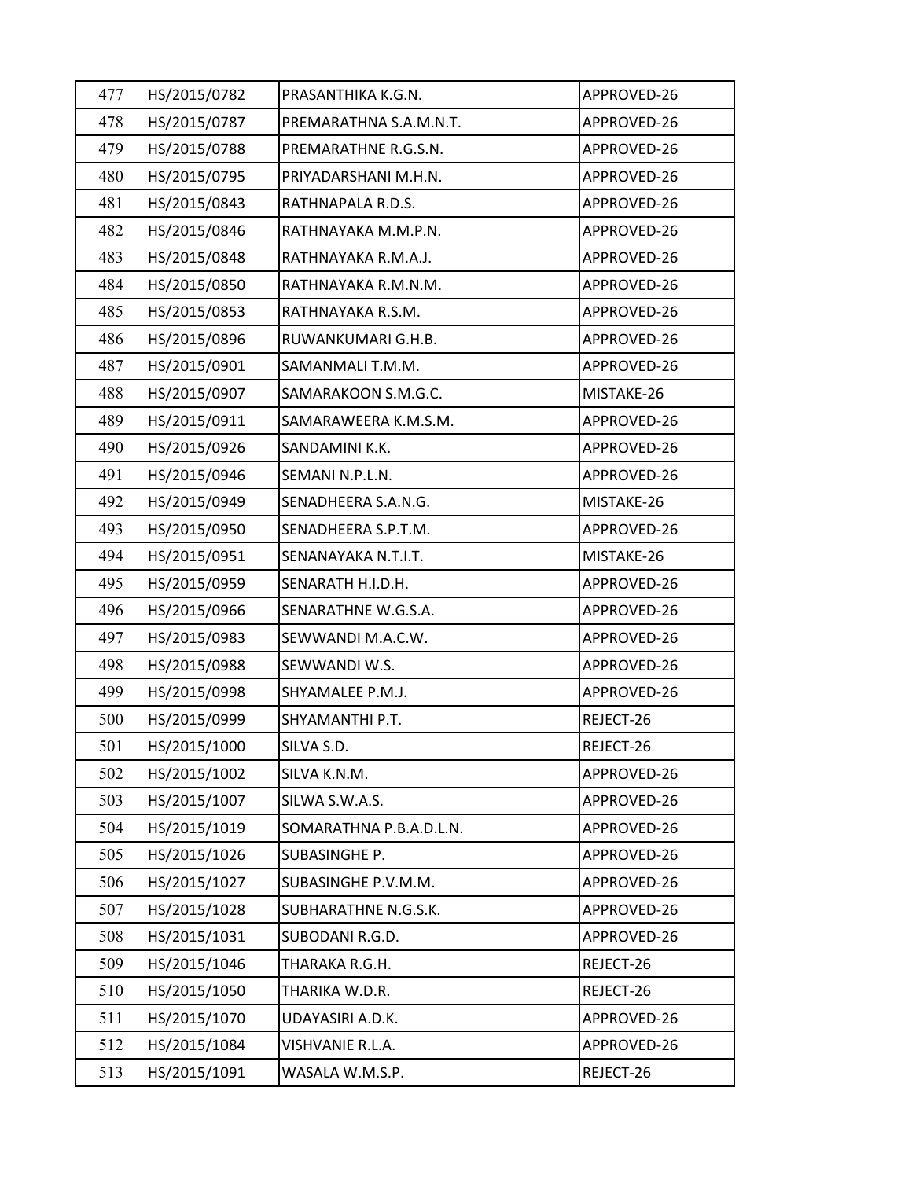| 477 | HS/2015/0782 | PRASANTHIKA K.G.N. | APPROVED-26 |
|---|---|---|---|
| 478 | HS/2015/0787 | PREMARATHNA S.A.M.N.T. | APPROVED-26 |
| 479 | HS/2015/0788 | PREMARATHNE R.G.S.N. | APPROVED-26 |
| 480 | HS/2015/0795 | PRIYADARSHANI M.H.N. | APPROVED-26 |
| 481 | HS/2015/0843 | RATHNAPALA R.D.S. | APPROVED-26 |
| 482 | HS/2015/0846 | RATHNAYAKA M.M.P.N. | APPROVED-26 |
| 483 | HS/2015/0848 | RATHNAYAKA R.M.A.J. | APPROVED-26 |
| 484 | HS/2015/0850 | RATHNAYAKA R.M.N.M. | APPROVED-26 |
| 485 | HS/2015/0853 | RATHNAYAKA R.S.M. | APPROVED-26 |
| 486 | HS/2015/0896 | RUWANKUMARI G.H.B. | APPROVED-26 |
| 487 | HS/2015/0901 | SAMANMALI T.M.M. | APPROVED-26 |
| 488 | HS/2015/0907 | SAMARAKOON S.M.G.C. | MISTAKE-26 |
| 489 | HS/2015/0911 | SAMARAWEERA K.M.S.M. | APPROVED-26 |
| 490 | HS/2015/0926 | SANDAMINI K.K. | APPROVED-26 |
| 491 | HS/2015/0946 | SEMANI N.P.L.N. | APPROVED-26 |
| 492 | HS/2015/0949 | SENADHEERA S.A.N.G. | MISTAKE-26 |
| 493 | HS/2015/0950 | SENADHEERA S.P.T.M. | APPROVED-26 |
| 494 | HS/2015/0951 | SENANAYAKA N.T.I.T. | MISTAKE-26 |
| 495 | HS/2015/0959 | SENARATH H.I.D.H. | APPROVED-26 |
| 496 | HS/2015/0966 | SENARATHNE W.G.S.A. | APPROVED-26 |
| 497 | HS/2015/0983 | SEWWANDI M.A.C.W. | APPROVED-26 |
| 498 | HS/2015/0988 | SEWWANDI W.S. | APPROVED-26 |
| 499 | HS/2015/0998 | SHYAMALEE P.M.J. | APPROVED-26 |
| 500 | HS/2015/0999 | SHYAMANTHI P.T. | REJECT-26 |
| 501 | HS/2015/1000 | SILVA S.D. | REJECT-26 |
| 502 | HS/2015/1002 | SILVA K.N.M. | APPROVED-26 |
| 503 | HS/2015/1007 | SILWA S.W.A.S. | APPROVED-26 |
| 504 | HS/2015/1019 | SOMARATHNA P.B.A.D.L.N. | APPROVED-26 |
| 505 | HS/2015/1026 | SUBASINGHE P. | APPROVED-26 |
| 506 | HS/2015/1027 | SUBASINGHE P.V.M.M. | APPROVED-26 |
| 507 | HS/2015/1028 | SUBHARATHNE N.G.S.K. | APPROVED-26 |
| 508 | HS/2015/1031 | SUBODANI R.G.D. | APPROVED-26 |
| 509 | HS/2015/1046 | THARAKA R.G.H. | REJECT-26 |
| 510 | HS/2015/1050 | THARIKA W.D.R. | REJECT-26 |
| 511 | HS/2015/1070 | UDAYASIRI A.D.K. | APPROVED-26 |
| 512 | HS/2015/1084 | VISHVANIE R.L.A. | APPROVED-26 |
| 513 | HS/2015/1091 | WASALA W.M.S.P. | REJECT-26 |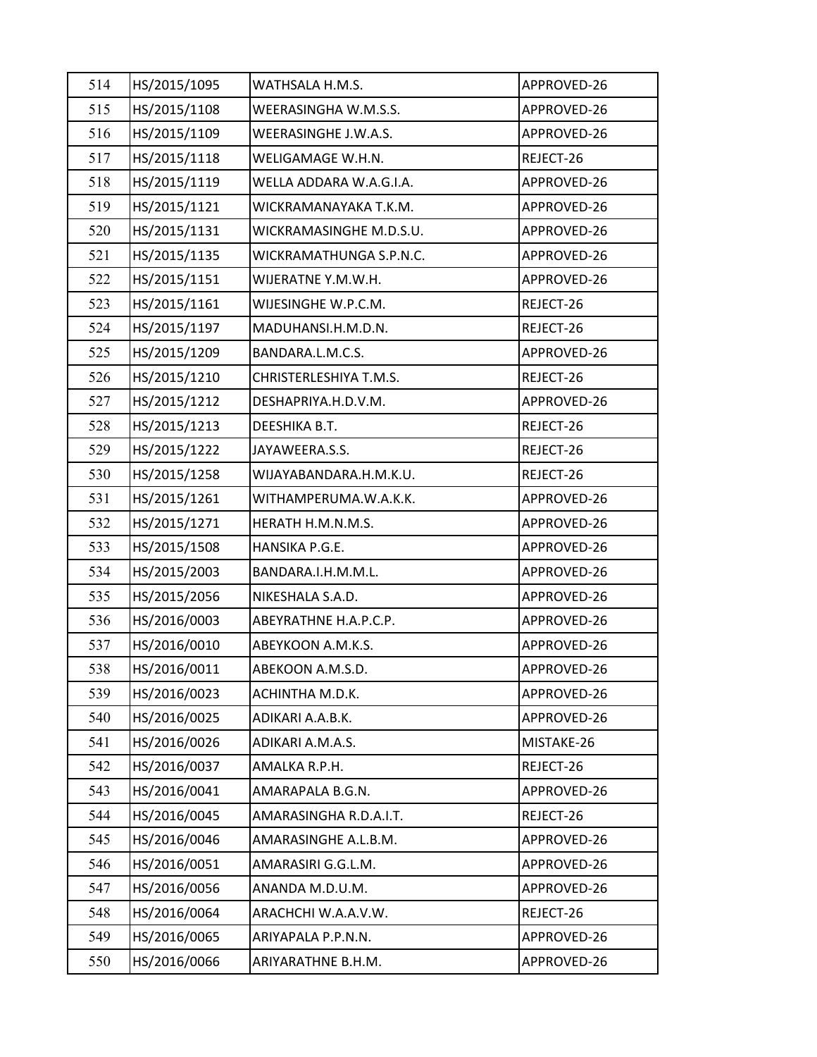| 514 | HS/2015/1095 | WATHSALA H.M.S. | APPROVED-26 |
|---|---|---|---|
| 515 | HS/2015/1108 | WEERASINGHA W.M.S.S. | APPROVED-26 |
| 516 | HS/2015/1109 | WEERASINGHE J.W.A.S. | APPROVED-26 |
| 517 | HS/2015/1118 | WELIGAMAGE W.H.N. | REJECT-26 |
| 518 | HS/2015/1119 | WELLA ADDARA W.A.G.I.A. | APPROVED-26 |
| 519 | HS/2015/1121 | WICKRAMANAYAKA T.K.M. | APPROVED-26 |
| 520 | HS/2015/1131 | WICKRAMASINGHE M.D.S.U. | APPROVED-26 |
| 521 | HS/2015/1135 | WICKRAMATHUNGA S.P.N.C. | APPROVED-26 |
| 522 | HS/2015/1151 | WIJERATNE Y.M.W.H. | APPROVED-26 |
| 523 | HS/2015/1161 | WIJESINGHE W.P.C.M. | REJECT-26 |
| 524 | HS/2015/1197 | MADUHANSI.H.M.D.N. | REJECT-26 |
| 525 | HS/2015/1209 | BANDARA.L.M.C.S. | APPROVED-26 |
| 526 | HS/2015/1210 | CHRISTERLESHIYA T.M.S. | REJECT-26 |
| 527 | HS/2015/1212 | DESHAPRIYA.H.D.V.M. | APPROVED-26 |
| 528 | HS/2015/1213 | DEESHIKA B.T. | REJECT-26 |
| 529 | HS/2015/1222 | JAYAWEERA.S.S. | REJECT-26 |
| 530 | HS/2015/1258 | WIJAYABANDARA.H.M.K.U. | REJECT-26 |
| 531 | HS/2015/1261 | WITHAMPERUMA.W.A.K.K. | APPROVED-26 |
| 532 | HS/2015/1271 | HERATH H.M.N.M.S. | APPROVED-26 |
| 533 | HS/2015/1508 | HANSIKA P.G.E. | APPROVED-26 |
| 534 | HS/2015/2003 | BANDARA.I.H.M.M.L. | APPROVED-26 |
| 535 | HS/2015/2056 | NIKESHALA S.A.D. | APPROVED-26 |
| 536 | HS/2016/0003 | ABEYRATHNE H.A.P.C.P. | APPROVED-26 |
| 537 | HS/2016/0010 | ABEYKOON A.M.K.S. | APPROVED-26 |
| 538 | HS/2016/0011 | ABEKOON A.M.S.D. | APPROVED-26 |
| 539 | HS/2016/0023 | ACHINTHA M.D.K. | APPROVED-26 |
| 540 | HS/2016/0025 | ADIKARI A.A.B.K. | APPROVED-26 |
| 541 | HS/2016/0026 | ADIKARI A.M.A.S. | MISTAKE-26 |
| 542 | HS/2016/0037 | AMALKA R.P.H. | REJECT-26 |
| 543 | HS/2016/0041 | AMARAPALA B.G.N. | APPROVED-26 |
| 544 | HS/2016/0045 | AMARASINGHA R.D.A.I.T. | REJECT-26 |
| 545 | HS/2016/0046 | AMARASINGHE A.L.B.M. | APPROVED-26 |
| 546 | HS/2016/0051 | AMARASIRI G.G.L.M. | APPROVED-26 |
| 547 | HS/2016/0056 | ANANDA M.D.U.M. | APPROVED-26 |
| 548 | HS/2016/0064 | ARACHCHI W.A.A.V.W. | REJECT-26 |
| 549 | HS/2016/0065 | ARIYAPALA P.P.N.N. | APPROVED-26 |
| 550 | HS/2016/0066 | ARIYARATHNE B.H.M. | APPROVED-26 |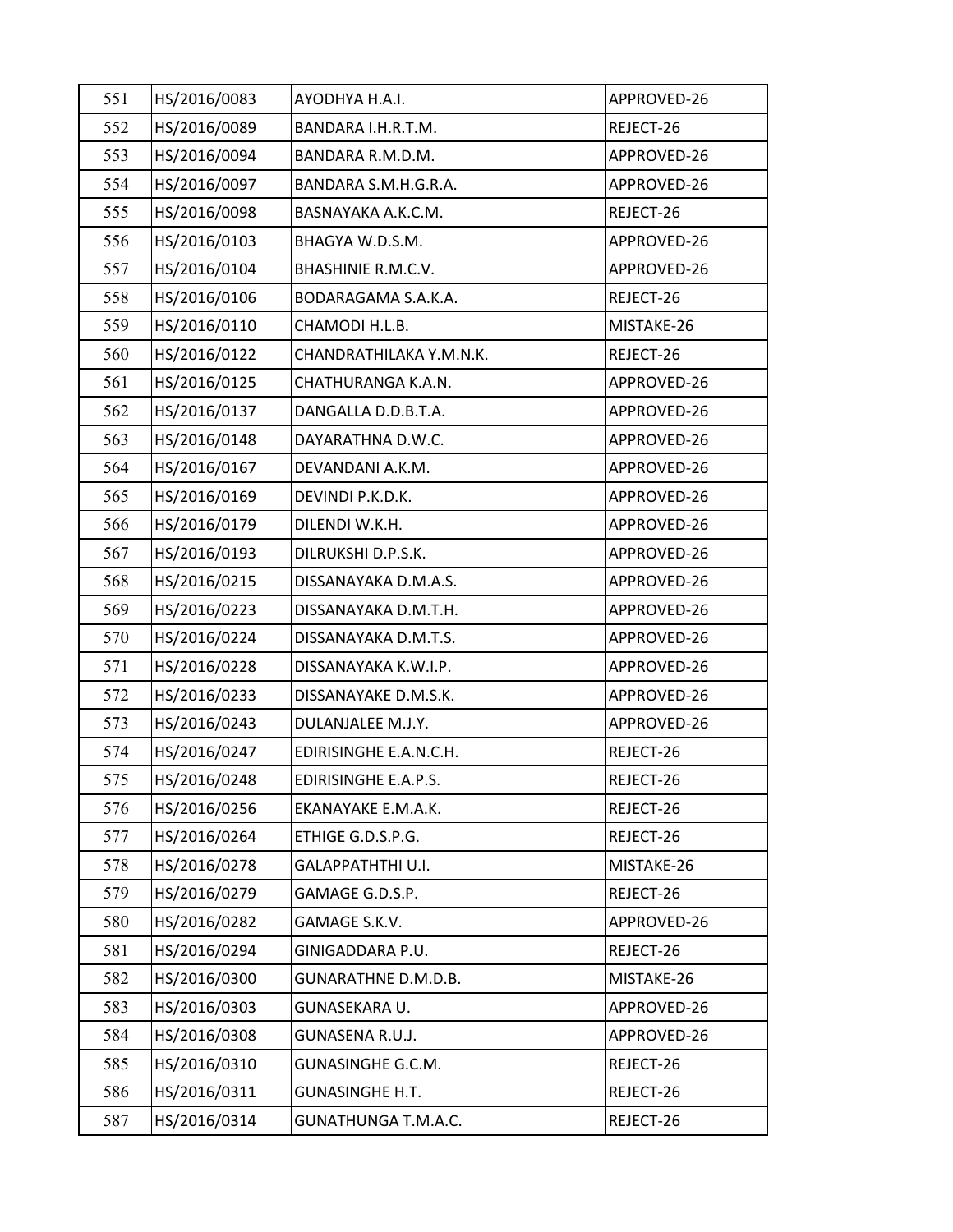| 551 | HS/2016/0083 | AYODHYA H.A.I. | APPROVED-26 |
|---|---|---|---|
| 552 | HS/2016/0089 | BANDARA I.H.R.T.M. | REJECT-26 |
| 553 | HS/2016/0094 | BANDARA R.M.D.M. | APPROVED-26 |
| 554 | HS/2016/0097 | BANDARA S.M.H.G.R.A. | APPROVED-26 |
| 555 | HS/2016/0098 | BASNAYAKA A.K.C.M. | REJECT-26 |
| 556 | HS/2016/0103 | BHAGYA W.D.S.M. | APPROVED-26 |
| 557 | HS/2016/0104 | BHASHINIE R.M.C.V. | APPROVED-26 |
| 558 | HS/2016/0106 | BODARAGAMA S.A.K.A. | REJECT-26 |
| 559 | HS/2016/0110 | CHAMODI H.L.B. | MISTAKE-26 |
| 560 | HS/2016/0122 | CHANDRATHILAKA Y.M.N.K. | REJECT-26 |
| 561 | HS/2016/0125 | CHATHURANGA K.A.N. | APPROVED-26 |
| 562 | HS/2016/0137 | DANGALLA D.D.B.T.A. | APPROVED-26 |
| 563 | HS/2016/0148 | DAYARATHNA D.W.C. | APPROVED-26 |
| 564 | HS/2016/0167 | DEVANDANI A.K.M. | APPROVED-26 |
| 565 | HS/2016/0169 | DEVINDI P.K.D.K. | APPROVED-26 |
| 566 | HS/2016/0179 | DILENDI W.K.H. | APPROVED-26 |
| 567 | HS/2016/0193 | DILRUKSHI D.P.S.K. | APPROVED-26 |
| 568 | HS/2016/0215 | DISSANAYAKA D.M.A.S. | APPROVED-26 |
| 569 | HS/2016/0223 | DISSANAYAKA D.M.T.H. | APPROVED-26 |
| 570 | HS/2016/0224 | DISSANAYAKA D.M.T.S. | APPROVED-26 |
| 571 | HS/2016/0228 | DISSANAYAKA K.W.I.P. | APPROVED-26 |
| 572 | HS/2016/0233 | DISSANAYAKE D.M.S.K. | APPROVED-26 |
| 573 | HS/2016/0243 | DULANJALEE M.J.Y. | APPROVED-26 |
| 574 | HS/2016/0247 | EDIRISINGHE E.A.N.C.H. | REJECT-26 |
| 575 | HS/2016/0248 | EDIRISINGHE E.A.P.S. | REJECT-26 |
| 576 | HS/2016/0256 | EKANAYAKE E.M.A.K. | REJECT-26 |
| 577 | HS/2016/0264 | ETHIGE G.D.S.P.G. | REJECT-26 |
| 578 | HS/2016/0278 | GALAPPATHTHI U.I. | MISTAKE-26 |
| 579 | HS/2016/0279 | GAMAGE G.D.S.P. | REJECT-26 |
| 580 | HS/2016/0282 | GAMAGE S.K.V. | APPROVED-26 |
| 581 | HS/2016/0294 | GINIGADDARA P.U. | REJECT-26 |
| 582 | HS/2016/0300 | GUNARATHNE D.M.D.B. | MISTAKE-26 |
| 583 | HS/2016/0303 | GUNASEKARA U. | APPROVED-26 |
| 584 | HS/2016/0308 | GUNASENA R.U.J. | APPROVED-26 |
| 585 | HS/2016/0310 | GUNASINGHE G.C.M. | REJECT-26 |
| 586 | HS/2016/0311 | GUNASINGHE H.T. | REJECT-26 |
| 587 | HS/2016/0314 | GUNATHUNGA T.M.A.C. | REJECT-26 |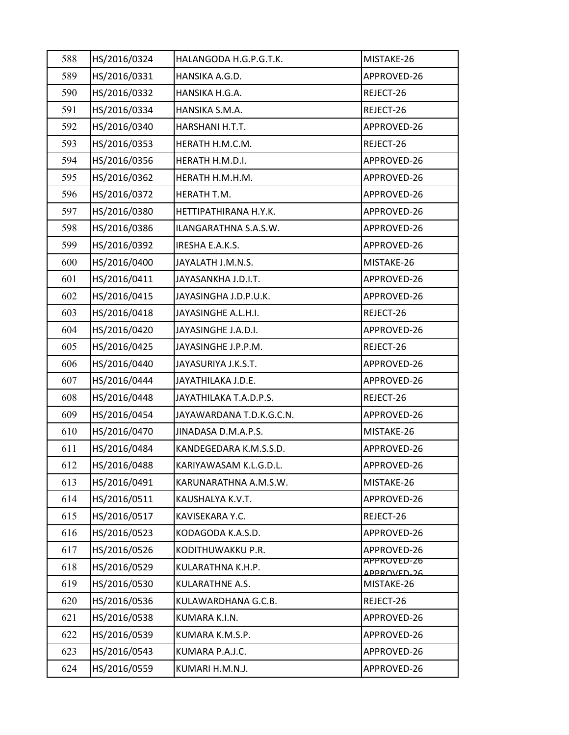| 588 | HS/2016/0324 | HALANGODA H.G.P.G.T.K. | MISTAKE-26 |
|---|---|---|---|
| 589 | HS/2016/0331 | HANSIKA A.G.D. | APPROVED-26 |
| 590 | HS/2016/0332 | HANSIKA H.G.A. | REJECT-26 |
| 591 | HS/2016/0334 | HANSIKA S.M.A. | REJECT-26 |
| 592 | HS/2016/0340 | HARSHANI H.T.T. | APPROVED-26 |
| 593 | HS/2016/0353 | HERATH H.M.C.M. | REJECT-26 |
| 594 | HS/2016/0356 | HERATH H.M.D.I. | APPROVED-26 |
| 595 | HS/2016/0362 | HERATH H.M.H.M. | APPROVED-26 |
| 596 | HS/2016/0372 | HERATH T.M. | APPROVED-26 |
| 597 | HS/2016/0380 | HETTIPATHIRANA H.Y.K. | APPROVED-26 |
| 598 | HS/2016/0386 | ILANGARATHNA S.A.S.W. | APPROVED-26 |
| 599 | HS/2016/0392 | IRESHA E.A.K.S. | APPROVED-26 |
| 600 | HS/2016/0400 | JAYALATH J.M.N.S. | MISTAKE-26 |
| 601 | HS/2016/0411 | JAYASANKHA J.D.I.T. | APPROVED-26 |
| 602 | HS/2016/0415 | JAYASINGHA J.D.P.U.K. | APPROVED-26 |
| 603 | HS/2016/0418 | JAYASINGHE A.L.H.I. | REJECT-26 |
| 604 | HS/2016/0420 | JAYASINGHE J.A.D.I. | APPROVED-26 |
| 605 | HS/2016/0425 | JAYASINGHE J.P.P.M. | REJECT-26 |
| 606 | HS/2016/0440 | JAYASURIYA J.K.S.T. | APPROVED-26 |
| 607 | HS/2016/0444 | JAYATHILAKA J.D.E. | APPROVED-26 |
| 608 | HS/2016/0448 | JAYATHILAKA T.A.D.P.S. | REJECT-26 |
| 609 | HS/2016/0454 | JAYAWARDANA T.D.K.G.C.N. | APPROVED-26 |
| 610 | HS/2016/0470 | JINADASA D.M.A.P.S. | MISTAKE-26 |
| 611 | HS/2016/0484 | KANDEGEDARA K.M.S.S.D. | APPROVED-26 |
| 612 | HS/2016/0488 | KARIYAWASAM K.L.G.D.L. | APPROVED-26 |
| 613 | HS/2016/0491 | KARUNARATHNA A.M.S.W. | MISTAKE-26 |
| 614 | HS/2016/0511 | KAUSHALYA K.V.T. | APPROVED-26 |
| 615 | HS/2016/0517 | KAVISEKARA Y.C. | REJECT-26 |
| 616 | HS/2016/0523 | KODAGODA K.A.S.D. | APPROVED-26 |
| 617 | HS/2016/0526 | KODITHUWAKKU P.R. | APPROVED-26 |
| 618 | HS/2016/0529 | KULARATHNA K.H.P. | APPROVED-26 APPROVED-26 |
| 619 | HS/2016/0530 | KULARATHNE A.S. | MISTAKE-26 |
| 620 | HS/2016/0536 | KULAWARDHANA G.C.B. | REJECT-26 |
| 621 | HS/2016/0538 | KUMARA K.I.N. | APPROVED-26 |
| 622 | HS/2016/0539 | KUMARA K.M.S.P. | APPROVED-26 |
| 623 | HS/2016/0543 | KUMARA P.A.J.C. | APPROVED-26 |
| 624 | HS/2016/0559 | KUMARI H.M.N.J. | APPROVED-26 |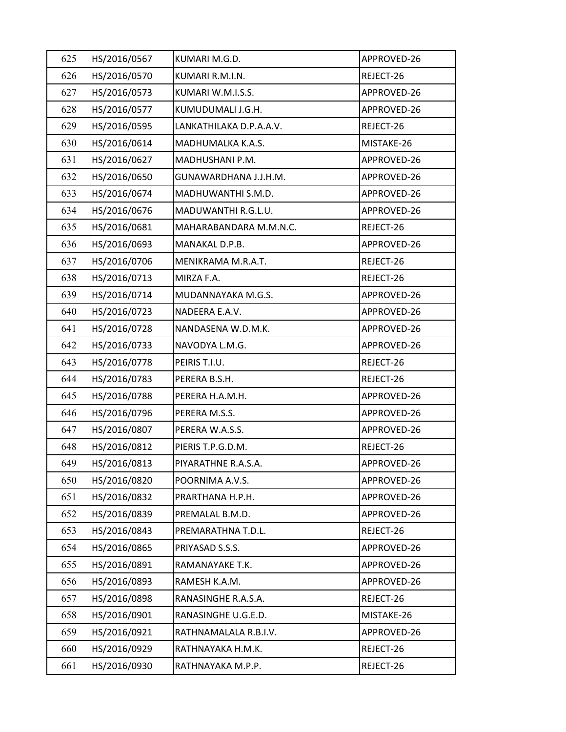| 625 | HS/2016/0567 | KUMARI M.G.D. | APPROVED-26 |
|---|---|---|---|
| 626 | HS/2016/0570 | KUMARI R.M.I.N. | REJECT-26 |
| 627 | HS/2016/0573 | KUMARI W.M.I.S.S. | APPROVED-26 |
| 628 | HS/2016/0577 | KUMUDUMALI J.G.H. | APPROVED-26 |
| 629 | HS/2016/0595 | LANKATHILAKA D.P.A.A.V. | REJECT-26 |
| 630 | HS/2016/0614 | MADHUMALKA K.A.S. | MISTAKE-26 |
| 631 | HS/2016/0627 | MADHUSHANI P.M. | APPROVED-26 |
| 632 | HS/2016/0650 | GUNAWARDHANA J.J.H.M. | APPROVED-26 |
| 633 | HS/2016/0674 | MADHUWANTHI S.M.D. | APPROVED-26 |
| 634 | HS/2016/0676 | MADUWANTHI R.G.L.U. | APPROVED-26 |
| 635 | HS/2016/0681 | MAHARABANDARA M.M.N.C. | REJECT-26 |
| 636 | HS/2016/0693 | MANAKAL D.P.B. | APPROVED-26 |
| 637 | HS/2016/0706 | MENIKRAMA M.R.A.T. | REJECT-26 |
| 638 | HS/2016/0713 | MIRZA F.A. | REJECT-26 |
| 639 | HS/2016/0714 | MUDANNAYAKA M.G.S. | APPROVED-26 |
| 640 | HS/2016/0723 | NADEERA E.A.V. | APPROVED-26 |
| 641 | HS/2016/0728 | NANDASENA W.D.M.K. | APPROVED-26 |
| 642 | HS/2016/0733 | NAVODYA L.M.G. | APPROVED-26 |
| 643 | HS/2016/0778 | PEIRIS T.I.U. | REJECT-26 |
| 644 | HS/2016/0783 | PERERA B.S.H. | REJECT-26 |
| 645 | HS/2016/0788 | PERERA H.A.M.H. | APPROVED-26 |
| 646 | HS/2016/0796 | PERERA M.S.S. | APPROVED-26 |
| 647 | HS/2016/0807 | PERERA W.A.S.S. | APPROVED-26 |
| 648 | HS/2016/0812 | PIERIS T.P.G.D.M. | REJECT-26 |
| 649 | HS/2016/0813 | PIYARATHNE R.A.S.A. | APPROVED-26 |
| 650 | HS/2016/0820 | POORNIMA A.V.S. | APPROVED-26 |
| 651 | HS/2016/0832 | PRARTHANA H.P.H. | APPROVED-26 |
| 652 | HS/2016/0839 | PREMALAL B.M.D. | APPROVED-26 |
| 653 | HS/2016/0843 | PREMARATHNA T.D.L. | REJECT-26 |
| 654 | HS/2016/0865 | PRIYASAD S.S.S. | APPROVED-26 |
| 655 | HS/2016/0891 | RAMANAYAKE T.K. | APPROVED-26 |
| 656 | HS/2016/0893 | RAMESH K.A.M. | APPROVED-26 |
| 657 | HS/2016/0898 | RANASINGHE R.A.S.A. | REJECT-26 |
| 658 | HS/2016/0901 | RANASINGHE U.G.E.D. | MISTAKE-26 |
| 659 | HS/2016/0921 | RATHNAMALALA R.B.I.V. | APPROVED-26 |
| 660 | HS/2016/0929 | RATHNAYAKA H.M.K. | REJECT-26 |
| 661 | HS/2016/0930 | RATHNAYAKA M.P.P. | REJECT-26 |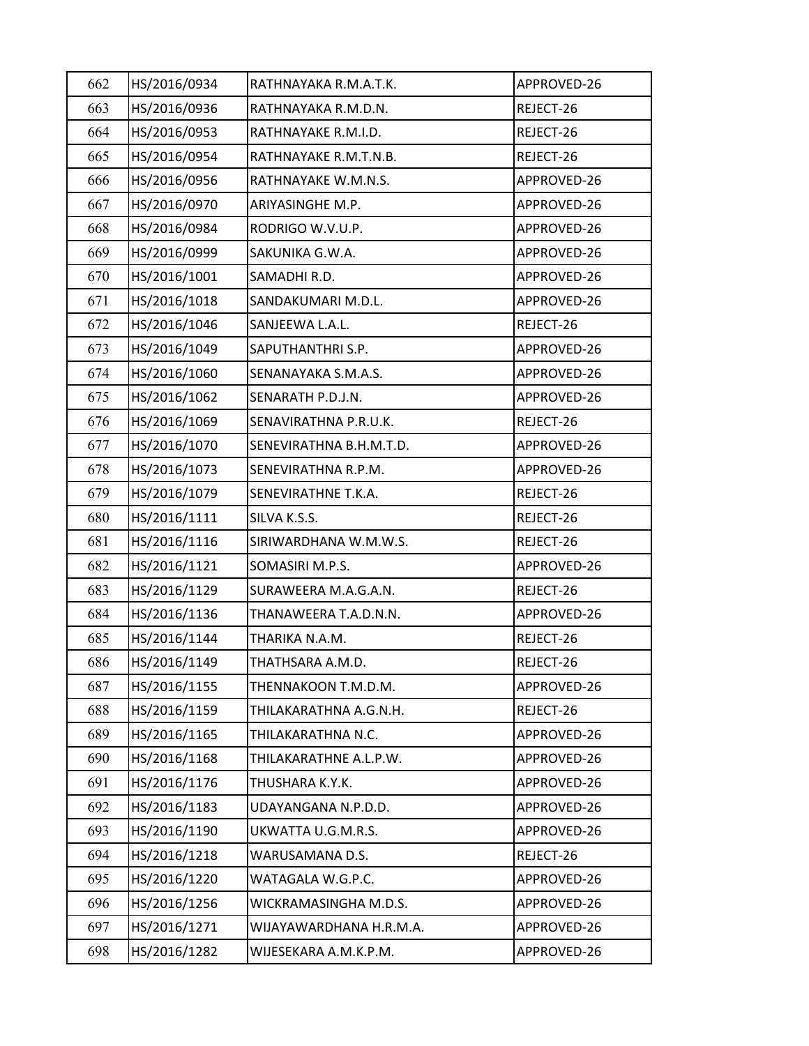| 662 | HS/2016/0934 | RATHNAYAKA R.M.A.T.K. | APPROVED-26 |
|---|---|---|---|
| 663 | HS/2016/0936 | RATHNAYAKA R.M.D.N. | REJECT-26 |
| 664 | HS/2016/0953 | RATHNAYAKE R.M.I.D. | REJECT-26 |
| 665 | HS/2016/0954 | RATHNAYAKE R.M.T.N.B. | REJECT-26 |
| 666 | HS/2016/0956 | RATHNAYAKE W.M.N.S. | APPROVED-26 |
| 667 | HS/2016/0970 | ARIYASINGHE M.P. | APPROVED-26 |
| 668 | HS/2016/0984 | RODRIGO W.V.U.P. | APPROVED-26 |
| 669 | HS/2016/0999 | SAKUNIKA G.W.A. | APPROVED-26 |
| 670 | HS/2016/1001 | SAMADHI R.D. | APPROVED-26 |
| 671 | HS/2016/1018 | SANDAKUMARI M.D.L. | APPROVED-26 |
| 672 | HS/2016/1046 | SANJEEWA L.A.L. | REJECT-26 |
| 673 | HS/2016/1049 | SAPUTHANTHRI S.P. | APPROVED-26 |
| 674 | HS/2016/1060 | SENANAYAKA S.M.A.S. | APPROVED-26 |
| 675 | HS/2016/1062 | SENARATH P.D.J.N. | APPROVED-26 |
| 676 | HS/2016/1069 | SENAVIRATHNA P.R.U.K. | REJECT-26 |
| 677 | HS/2016/1070 | SENEVIRATHNA B.H.M.T.D. | APPROVED-26 |
| 678 | HS/2016/1073 | SENEVIRATHNA R.P.M. | APPROVED-26 |
| 679 | HS/2016/1079 | SENEVIRATHNE T.K.A. | REJECT-26 |
| 680 | HS/2016/1111 | SILVA K.S.S. | REJECT-26 |
| 681 | HS/2016/1116 | SIRIWARDHANA W.M.W.S. | REJECT-26 |
| 682 | HS/2016/1121 | SOMASIRI M.P.S. | APPROVED-26 |
| 683 | HS/2016/1129 | SURAWEERA M.A.G.A.N. | REJECT-26 |
| 684 | HS/2016/1136 | THANAWEERA T.A.D.N.N. | APPROVED-26 |
| 685 | HS/2016/1144 | THARIKA N.A.M. | REJECT-26 |
| 686 | HS/2016/1149 | THATHSARA A.M.D. | REJECT-26 |
| 687 | HS/2016/1155 | THENNAKOON T.M.D.M. | APPROVED-26 |
| 688 | HS/2016/1159 | THILAKARATHNA A.G.N.H. | REJECT-26 |
| 689 | HS/2016/1165 | THILAKARATHNA N.C. | APPROVED-26 |
| 690 | HS/2016/1168 | THILAKARATHNE A.L.P.W. | APPROVED-26 |
| 691 | HS/2016/1176 | THUSHARA K.Y.K. | APPROVED-26 |
| 692 | HS/2016/1183 | UDAYANGANA N.P.D.D. | APPROVED-26 |
| 693 | HS/2016/1190 | UKWATTA U.G.M.R.S. | APPROVED-26 |
| 694 | HS/2016/1218 | WARUSAMANA D.S. | REJECT-26 |
| 695 | HS/2016/1220 | WATAGALA W.G.P.C. | APPROVED-26 |
| 696 | HS/2016/1256 | WICKRAMASINGHA M.D.S. | APPROVED-26 |
| 697 | HS/2016/1271 | WIJAYAWARDHANA H.R.M.A. | APPROVED-26 |
| 698 | HS/2016/1282 | WIJESEKARA A.M.K.P.M. | APPROVED-26 |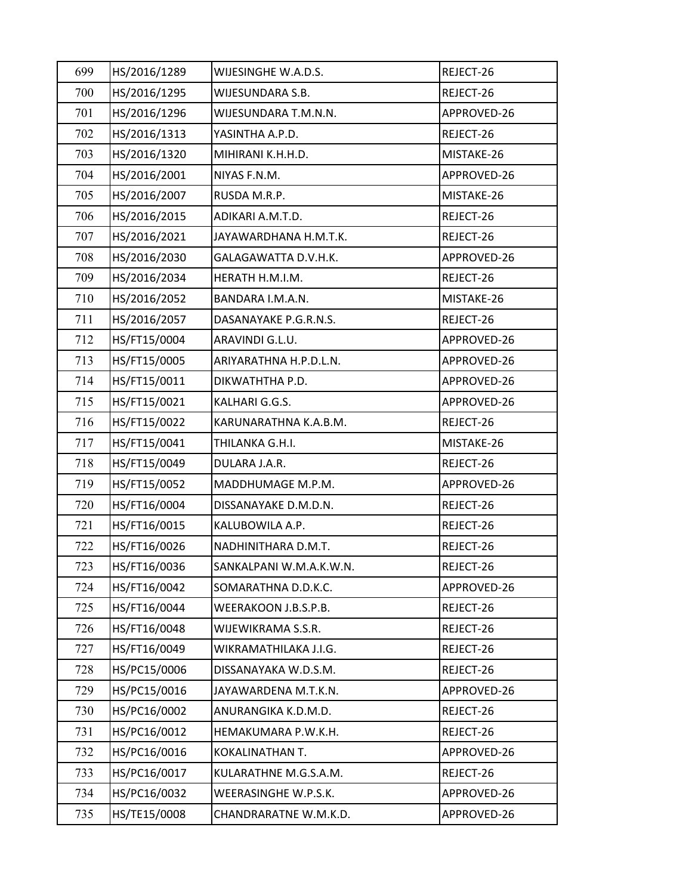| 699 | HS/2016/1289 | WIJESINGHE W.A.D.S. | REJECT-26 |
|---|---|---|---|
| 700 | HS/2016/1295 | WIJESUNDARA S.B. | REJECT-26 |
| 701 | HS/2016/1296 | WIJESUNDARA T.M.N.N. | APPROVED-26 |
| 702 | HS/2016/1313 | YASINTHA A.P.D. | REJECT-26 |
| 703 | HS/2016/1320 | MIHIRANI K.H.H.D. | MISTAKE-26 |
| 704 | HS/2016/2001 | NIYAS F.N.M. | APPROVED-26 |
| 705 | HS/2016/2007 | RUSDA M.R.P. | MISTAKE-26 |
| 706 | HS/2016/2015 | ADIKARI A.M.T.D. | REJECT-26 |
| 707 | HS/2016/2021 | JAYAWARDHANA H.M.T.K. | REJECT-26 |
| 708 | HS/2016/2030 | GALAGAWATTA D.V.H.K. | APPROVED-26 |
| 709 | HS/2016/2034 | HERATH H.M.I.M. | REJECT-26 |
| 710 | HS/2016/2052 | BANDARA I.M.A.N. | MISTAKE-26 |
| 711 | HS/2016/2057 | DASANAYAKE P.G.R.N.S. | REJECT-26 |
| 712 | HS/FT15/0004 | ARAVINDI G.L.U. | APPROVED-26 |
| 713 | HS/FT15/0005 | ARIYARATHNA H.P.D.L.N. | APPROVED-26 |
| 714 | HS/FT15/0011 | DIKWATHTHA P.D. | APPROVED-26 |
| 715 | HS/FT15/0021 | KALHARI G.G.S. | APPROVED-26 |
| 716 | HS/FT15/0022 | KARUNARATHNA K.A.B.M. | REJECT-26 |
| 717 | HS/FT15/0041 | THILANKA G.H.I. | MISTAKE-26 |
| 718 | HS/FT15/0049 | DULARA J.A.R. | REJECT-26 |
| 719 | HS/FT15/0052 | MADDHUMAGE M.P.M. | APPROVED-26 |
| 720 | HS/FT16/0004 | DISSANAYAKE D.M.D.N. | REJECT-26 |
| 721 | HS/FT16/0015 | KALUBOWILA A.P. | REJECT-26 |
| 722 | HS/FT16/0026 | NADHINITHARA D.M.T. | REJECT-26 |
| 723 | HS/FT16/0036 | SANKALPANI W.M.A.K.W.N. | REJECT-26 |
| 724 | HS/FT16/0042 | SOMARATHNA D.D.K.C. | APPROVED-26 |
| 725 | HS/FT16/0044 | WEERAKOON J.B.S.P.B. | REJECT-26 |
| 726 | HS/FT16/0048 | WIJEWIKRAMA S.S.R. | REJECT-26 |
| 727 | HS/FT16/0049 | WIKRAMATHILAKA J.I.G. | REJECT-26 |
| 728 | HS/PC15/0006 | DISSANAYAKA W.D.S.M. | REJECT-26 |
| 729 | HS/PC15/0016 | JAYAWARDENA M.T.K.N. | APPROVED-26 |
| 730 | HS/PC16/0002 | ANURANGIKA K.D.M.D. | REJECT-26 |
| 731 | HS/PC16/0012 | HEMAKUMARA P.W.K.H. | REJECT-26 |
| 732 | HS/PC16/0016 | KOKALINATHAN T. | APPROVED-26 |
| 733 | HS/PC16/0017 | KULARATHNE M.G.S.A.M. | REJECT-26 |
| 734 | HS/PC16/0032 | WEERASINGHE W.P.S.K. | APPROVED-26 |
| 735 | HS/TE15/0008 | CHANDRARATNE W.M.K.D. | APPROVED-26 |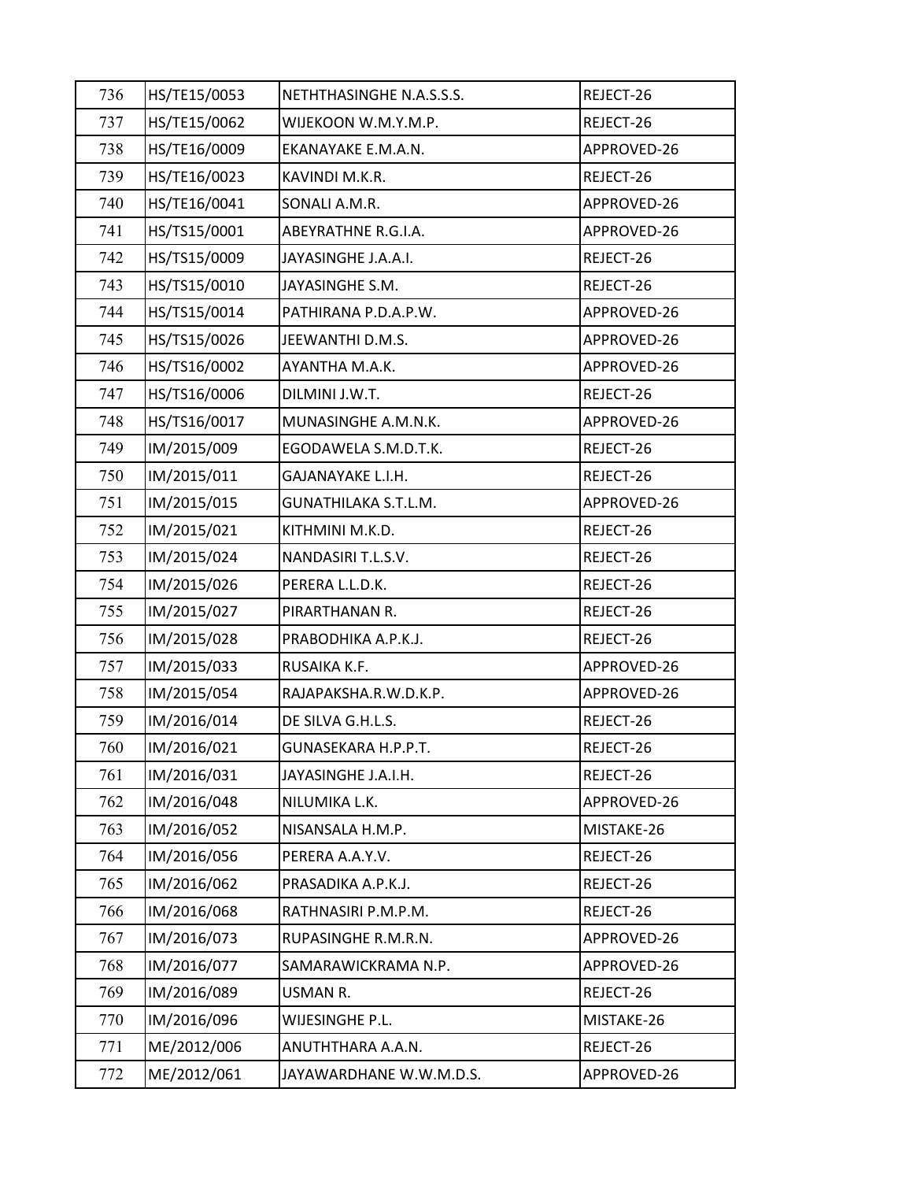| 736 | HS/TE15/0053 | NETHTHASINGHE N.A.S.S.S. | REJECT-26 |
|---|---|---|---|
| 737 | HS/TE15/0062 | WIJEKOON W.M.Y.M.P. | REJECT-26 |
| 738 | HS/TE16/0009 | EKANAYAKE E.M.A.N. | APPROVED-26 |
| 739 | HS/TE16/0023 | KAVINDI M.K.R. | REJECT-26 |
| 740 | HS/TE16/0041 | SONALI A.M.R. | APPROVED-26 |
| 741 | HS/TS15/0001 | ABEYRATHNE R.G.I.A. | APPROVED-26 |
| 742 | HS/TS15/0009 | JAYASINGHE J.A.A.I. | REJECT-26 |
| 743 | HS/TS15/0010 | JAYASINGHE S.M. | REJECT-26 |
| 744 | HS/TS15/0014 | PATHIRANA P.D.A.P.W. | APPROVED-26 |
| 745 | HS/TS15/0026 | JEEWANTHI D.M.S. | APPROVED-26 |
| 746 | HS/TS16/0002 | AYANTHA M.A.K. | APPROVED-26 |
| 747 | HS/TS16/0006 | DILMINI J.W.T. | REJECT-26 |
| 748 | HS/TS16/0017 | MUNASINGHE A.M.N.K. | APPROVED-26 |
| 749 | IM/2015/009 | EGODAWELA S.M.D.T.K. | REJECT-26 |
| 750 | IM/2015/011 | GAJANAYAKE L.I.H. | REJECT-26 |
| 751 | IM/2015/015 | GUNATHILAKA S.T.L.M. | APPROVED-26 |
| 752 | IM/2015/021 | KITHMINI M.K.D. | REJECT-26 |
| 753 | IM/2015/024 | NANDASIRI T.L.S.V. | REJECT-26 |
| 754 | IM/2015/026 | PERERA L.L.D.K. | REJECT-26 |
| 755 | IM/2015/027 | PIRARTHANAN R. | REJECT-26 |
| 756 | IM/2015/028 | PRABODHIKA A.P.K.J. | REJECT-26 |
| 757 | IM/2015/033 | RUSAIKA K.F. | APPROVED-26 |
| 758 | IM/2015/054 | RAJAPAKSHA.R.W.D.K.P. | APPROVED-26 |
| 759 | IM/2016/014 | DE SILVA G.H.L.S. | REJECT-26 |
| 760 | IM/2016/021 | GUNASEKARA H.P.P.T. | REJECT-26 |
| 761 | IM/2016/031 | JAYASINGHE J.A.I.H. | REJECT-26 |
| 762 | IM/2016/048 | NILUMIKA L.K. | APPROVED-26 |
| 763 | IM/2016/052 | NISANSALA H.M.P. | MISTAKE-26 |
| 764 | IM/2016/056 | PERERA A.A.Y.V. | REJECT-26 |
| 765 | IM/2016/062 | PRASADIKA A.P.K.J. | REJECT-26 |
| 766 | IM/2016/068 | RATHNASIRI P.M.P.M. | REJECT-26 |
| 767 | IM/2016/073 | RUPASINGHE R.M.R.N. | APPROVED-26 |
| 768 | IM/2016/077 | SAMARAWICKRAMA N.P. | APPROVED-26 |
| 769 | IM/2016/089 | USMAN R. | REJECT-26 |
| 770 | IM/2016/096 | WIJESINGHE P.L. | MISTAKE-26 |
| 771 | ME/2012/006 | ANUTHTHARA A.A.N. | REJECT-26 |
| 772 | ME/2012/061 | JAYAWARDHANE W.W.M.D.S. | APPROVED-26 |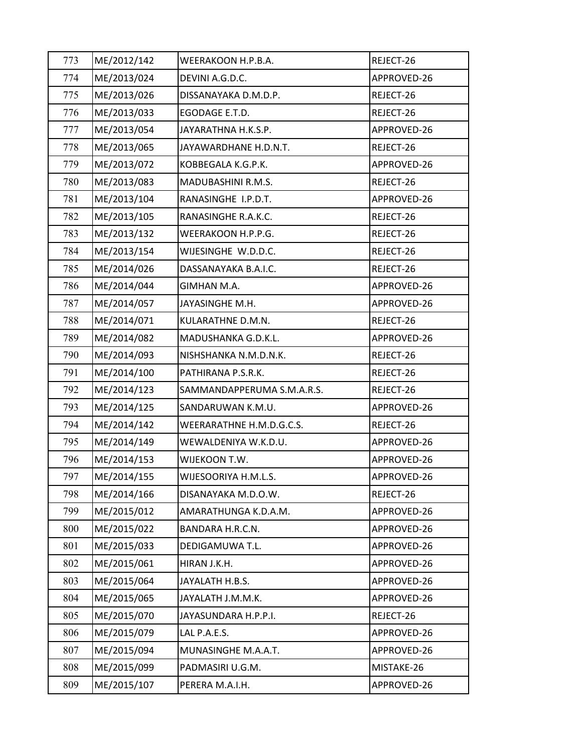| 773 | ME/2012/142 | WEERAKOON H.P.B.A. | REJECT-26 |
|---|---|---|---|
| 774 | ME/2013/024 | DEVINI A.G.D.C. | APPROVED-26 |
| 775 | ME/2013/026 | DISSANAYAKA D.M.D.P. | REJECT-26 |
| 776 | ME/2013/033 | EGODAGE E.T.D. | REJECT-26 |
| 777 | ME/2013/054 | JAYARATHNA H.K.S.P. | APPROVED-26 |
| 778 | ME/2013/065 | JAYAWARDHANE H.D.N.T. | REJECT-26 |
| 779 | ME/2013/072 | KOBBEGALA K.G.P.K. | APPROVED-26 |
| 780 | ME/2013/083 | MADUBASHINI R.M.S. | REJECT-26 |
| 781 | ME/2013/104 | RANASINGHE I.P.D.T. | APPROVED-26 |
| 782 | ME/2013/105 | RANASINGHE R.A.K.C. | REJECT-26 |
| 783 | ME/2013/132 | WEERAKOON H.P.P.G. | REJECT-26 |
| 784 | ME/2013/154 | WIJESINGHE W.D.D.C. | REJECT-26 |
| 785 | ME/2014/026 | DASSANAYAKA B.A.I.C. | REJECT-26 |
| 786 | ME/2014/044 | GIMHAN M.A. | APPROVED-26 |
| 787 | ME/2014/057 | JAYASINGHE M.H. | APPROVED-26 |
| 788 | ME/2014/071 | KULARATHNE D.M.N. | REJECT-26 |
| 789 | ME/2014/082 | MADUSHANKA G.D.K.L. | APPROVED-26 |
| 790 | ME/2014/093 | NISHSHANKA N.M.D.N.K. | REJECT-26 |
| 791 | ME/2014/100 | PATHIRANA P.S.R.K. | REJECT-26 |
| 792 | ME/2014/123 | SAMMANDAPPERUMA S.M.A.R.S. | REJECT-26 |
| 793 | ME/2014/125 | SANDARUWAN K.M.U. | APPROVED-26 |
| 794 | ME/2014/142 | WEERARATHNE H.M.D.G.C.S. | REJECT-26 |
| 795 | ME/2014/149 | WEWALDENIYA W.K.D.U. | APPROVED-26 |
| 796 | ME/2014/153 | WIJEKOON T.W. | APPROVED-26 |
| 797 | ME/2014/155 | WIJESOORIYA H.M.L.S. | APPROVED-26 |
| 798 | ME/2014/166 | DISANAYAKA M.D.O.W. | REJECT-26 |
| 799 | ME/2015/012 | AMARATHUNGA K.D.A.M. | APPROVED-26 |
| 800 | ME/2015/022 | BANDARA H.R.C.N. | APPROVED-26 |
| 801 | ME/2015/033 | DEDIGAMUWA T.L. | APPROVED-26 |
| 802 | ME/2015/061 | HIRAN J.K.H. | APPROVED-26 |
| 803 | ME/2015/064 | JAYALATH H.B.S. | APPROVED-26 |
| 804 | ME/2015/065 | JAYALATH J.M.M.K. | APPROVED-26 |
| 805 | ME/2015/070 | JAYASUNDARA H.P.P.I. | REJECT-26 |
| 806 | ME/2015/079 | LAL P.A.E.S. | APPROVED-26 |
| 807 | ME/2015/094 | MUNASINGHE M.A.A.T. | APPROVED-26 |
| 808 | ME/2015/099 | PADMASIRI U.G.M. | MISTAKE-26 |
| 809 | ME/2015/107 | PERERA M.A.I.H. | APPROVED-26 |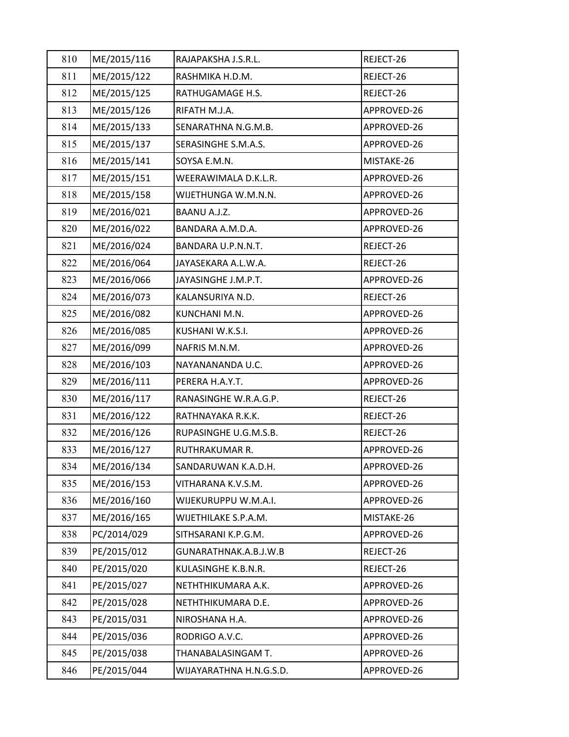| 810 | ME/2015/116 | RAJAPAKSHA J.S.R.L. | REJECT-26 |
|---|---|---|---|
| 811 | ME/2015/122 | RASHMIKA H.D.M. | REJECT-26 |
| 812 | ME/2015/125 | RATHUGAMAGE H.S. | REJECT-26 |
| 813 | ME/2015/126 | RIFATH M.J.A. | APPROVED-26 |
| 814 | ME/2015/133 | SENARATHNA N.G.M.B. | APPROVED-26 |
| 815 | ME/2015/137 | SERASINGHE S.M.A.S. | APPROVED-26 |
| 816 | ME/2015/141 | SOYSA E.M.N. | MISTAKE-26 |
| 817 | ME/2015/151 | WEERAWIMALA D.K.L.R. | APPROVED-26 |
| 818 | ME/2015/158 | WIJETHUNGA W.M.N.N. | APPROVED-26 |
| 819 | ME/2016/021 | BAANU A.J.Z. | APPROVED-26 |
| 820 | ME/2016/022 | BANDARA A.M.D.A. | APPROVED-26 |
| 821 | ME/2016/024 | BANDARA U.P.N.N.T. | REJECT-26 |
| 822 | ME/2016/064 | JAYASEKARA A.L.W.A. | REJECT-26 |
| 823 | ME/2016/066 | JAYASINGHE J.M.P.T. | APPROVED-26 |
| 824 | ME/2016/073 | KALANSURIYA N.D. | REJECT-26 |
| 825 | ME/2016/082 | KUNCHANI M.N. | APPROVED-26 |
| 826 | ME/2016/085 | KUSHANI W.K.S.I. | APPROVED-26 |
| 827 | ME/2016/099 | NAFRIS M.N.M. | APPROVED-26 |
| 828 | ME/2016/103 | NAYANANANDA U.C. | APPROVED-26 |
| 829 | ME/2016/111 | PERERA H.A.Y.T. | APPROVED-26 |
| 830 | ME/2016/117 | RANASINGHE W.R.A.G.P. | REJECT-26 |
| 831 | ME/2016/122 | RATHNAYAKA R.K.K. | REJECT-26 |
| 832 | ME/2016/126 | RUPASINGHE U.G.M.S.B. | REJECT-26 |
| 833 | ME/2016/127 | RUTHRAKUMAR R. | APPROVED-26 |
| 834 | ME/2016/134 | SANDARUWAN K.A.D.H. | APPROVED-26 |
| 835 | ME/2016/153 | VITHARANA K.V.S.M. | APPROVED-26 |
| 836 | ME/2016/160 | WIJEKURUPPU W.M.A.I. | APPROVED-26 |
| 837 | ME/2016/165 | WIJETHILAKE S.P.A.M. | MISTAKE-26 |
| 838 | PC/2014/029 | SITHSARANI K.P.G.M. | APPROVED-26 |
| 839 | PE/2015/012 | GUNARATHNAK.A.B.J.W.B | REJECT-26 |
| 840 | PE/2015/020 | KULASINGHE K.B.N.R. | REJECT-26 |
| 841 | PE/2015/027 | NETHTHIKUMARA A.K. | APPROVED-26 |
| 842 | PE/2015/028 | NETHTHIKUMARA D.E. | APPROVED-26 |
| 843 | PE/2015/031 | NIROSHANA H.A. | APPROVED-26 |
| 844 | PE/2015/036 | RODRIGO A.V.C. | APPROVED-26 |
| 845 | PE/2015/038 | THANABALASINGAM T. | APPROVED-26 |
| 846 | PE/2015/044 | WIJAYARATHNA H.N.G.S.D. | APPROVED-26 |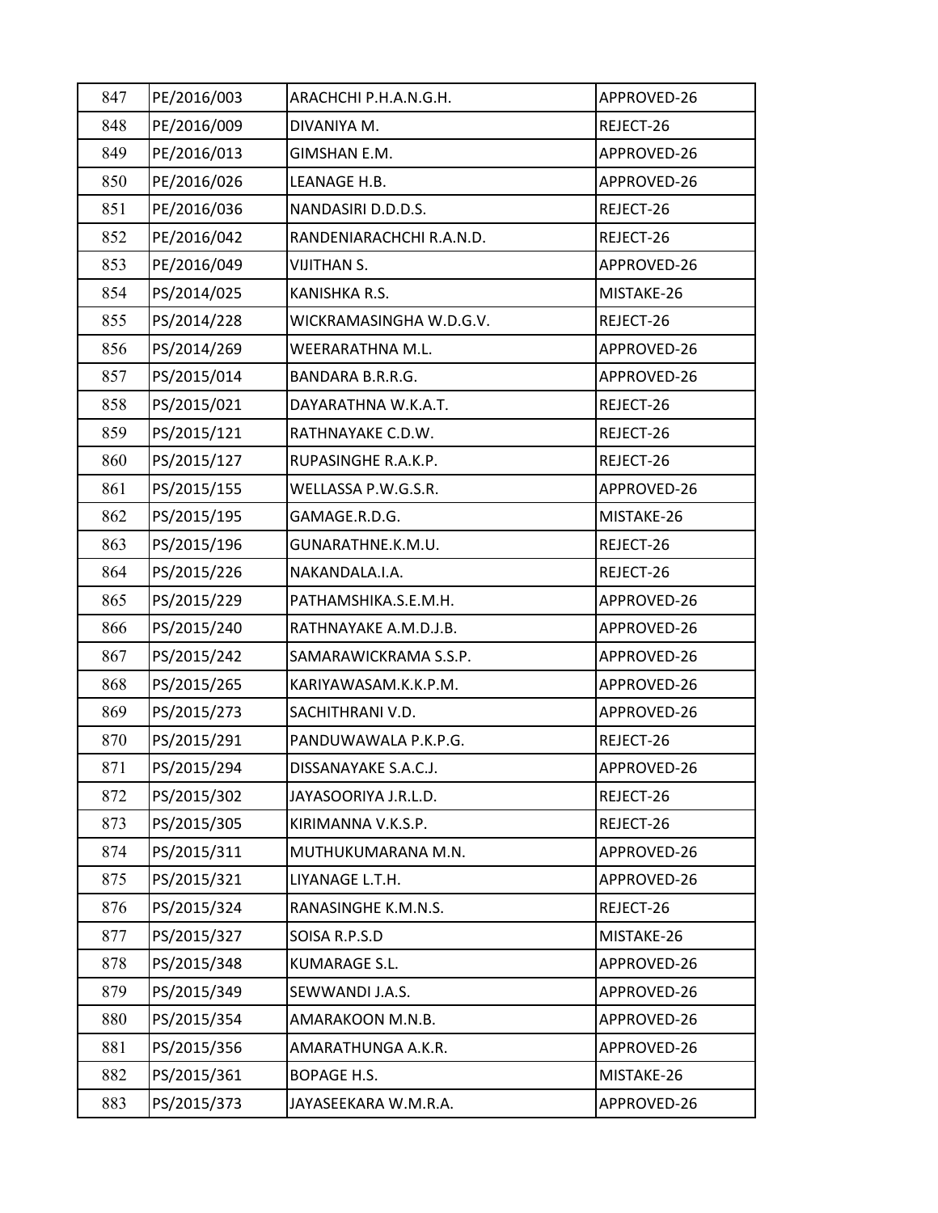| 847 | PE/2016/003 | ARACHCHI P.H.A.N.G.H. | APPROVED-26 |
|---|---|---|---|
| 848 | PE/2016/009 | DIVANIYA M. | REJECT-26 |
| 849 | PE/2016/013 | GIMSHAN E.M. | APPROVED-26 |
| 850 | PE/2016/026 | LEANAGE H.B. | APPROVED-26 |
| 851 | PE/2016/036 | NANDASIRI D.D.D.S. | REJECT-26 |
| 852 | PE/2016/042 | RANDENIARACHCHI R.A.N.D. | REJECT-26 |
| 853 | PE/2016/049 | VIJITHAN S. | APPROVED-26 |
| 854 | PS/2014/025 | KANISHKA R.S. | MISTAKE-26 |
| 855 | PS/2014/228 | WICKRAMASINGHA W.D.G.V. | REJECT-26 |
| 856 | PS/2014/269 | WEERARATHNA M.L. | APPROVED-26 |
| 857 | PS/2015/014 | BANDARA B.R.R.G. | APPROVED-26 |
| 858 | PS/2015/021 | DAYARATHNA W.K.A.T. | REJECT-26 |
| 859 | PS/2015/121 | RATHNAYAKE C.D.W. | REJECT-26 |
| 860 | PS/2015/127 | RUPASINGHE R.A.K.P. | REJECT-26 |
| 861 | PS/2015/155 | WELLASSA P.W.G.S.R. | APPROVED-26 |
| 862 | PS/2015/195 | GAMAGE.R.D.G. | MISTAKE-26 |
| 863 | PS/2015/196 | GUNARATHNE.K.M.U. | REJECT-26 |
| 864 | PS/2015/226 | NAKANDALA.I.A. | REJECT-26 |
| 865 | PS/2015/229 | PATHAMSHIKA.S.E.M.H. | APPROVED-26 |
| 866 | PS/2015/240 | RATHNAYAKE A.M.D.J.B. | APPROVED-26 |
| 867 | PS/2015/242 | SAMARAWICKRAMA S.S.P. | APPROVED-26 |
| 868 | PS/2015/265 | KARIYAWASAM.K.K.P.M. | APPROVED-26 |
| 869 | PS/2015/273 | SACHITHRANI V.D. | APPROVED-26 |
| 870 | PS/2015/291 | PANDUWAWALA P.K.P.G. | REJECT-26 |
| 871 | PS/2015/294 | DISSANAYAKE S.A.C.J. | APPROVED-26 |
| 872 | PS/2015/302 | JAYASOORIYA J.R.L.D. | REJECT-26 |
| 873 | PS/2015/305 | KIRIMANNA V.K.S.P. | REJECT-26 |
| 874 | PS/2015/311 | MUTHUKUMARANA M.N. | APPROVED-26 |
| 875 | PS/2015/321 | LIYANAGE L.T.H. | APPROVED-26 |
| 876 | PS/2015/324 | RANASINGHE K.M.N.S. | REJECT-26 |
| 877 | PS/2015/327 | SOISA R.P.S.D | MISTAKE-26 |
| 878 | PS/2015/348 | KUMARAGE S.L. | APPROVED-26 |
| 879 | PS/2015/349 | SEWWANDI J.A.S. | APPROVED-26 |
| 880 | PS/2015/354 | AMARAKOON M.N.B. | APPROVED-26 |
| 881 | PS/2015/356 | AMARATHUNGA A.K.R. | APPROVED-26 |
| 882 | PS/2015/361 | BOPAGE H.S. | MISTAKE-26 |
| 883 | PS/2015/373 | JAYASEEKARA W.M.R.A. | APPROVED-26 |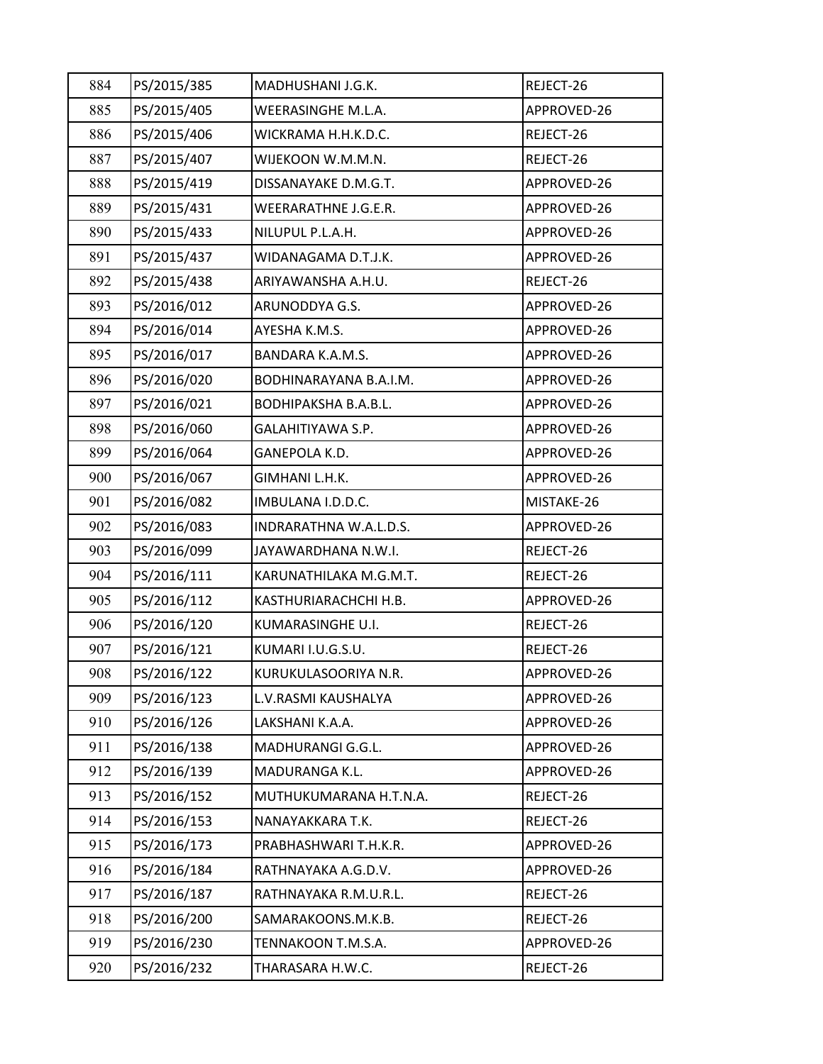| 884 | PS/2015/385 | MADHUSHANI J.G.K. | REJECT-26 |
|---|---|---|---|
| 885 | PS/2015/405 | WEERASINGHE M.L.A. | APPROVED-26 |
| 886 | PS/2015/406 | WICKRAMA H.H.K.D.C. | REJECT-26 |
| 887 | PS/2015/407 | WIJEKOON W.M.M.N. | REJECT-26 |
| 888 | PS/2015/419 | DISSANAYAKE D.M.G.T. | APPROVED-26 |
| 889 | PS/2015/431 | WEERARATHNE J.G.E.R. | APPROVED-26 |
| 890 | PS/2015/433 | NILUPUL P.L.A.H. | APPROVED-26 |
| 891 | PS/2015/437 | WIDANAGAMA D.T.J.K. | APPROVED-26 |
| 892 | PS/2015/438 | ARIYAWANSHA A.H.U. | REJECT-26 |
| 893 | PS/2016/012 | ARUNODDYA G.S. | APPROVED-26 |
| 894 | PS/2016/014 | AYESHA K.M.S. | APPROVED-26 |
| 895 | PS/2016/017 | BANDARA K.A.M.S. | APPROVED-26 |
| 896 | PS/2016/020 | BODHINARAYANA B.A.I.M. | APPROVED-26 |
| 897 | PS/2016/021 | BODHIPAKSHA B.A.B.L. | APPROVED-26 |
| 898 | PS/2016/060 | GALAHITIYAWA S.P. | APPROVED-26 |
| 899 | PS/2016/064 | GANEPOLA K.D. | APPROVED-26 |
| 900 | PS/2016/067 | GIMHANI L.H.K. | APPROVED-26 |
| 901 | PS/2016/082 | IMBULANA I.D.D.C. | MISTAKE-26 |
| 902 | PS/2016/083 | INDRARATHNA W.A.L.D.S. | APPROVED-26 |
| 903 | PS/2016/099 | JAYAWARDHANA N.W.I. | REJECT-26 |
| 904 | PS/2016/111 | KARUNATHILAKA M.G.M.T. | REJECT-26 |
| 905 | PS/2016/112 | KASTHURIARACHCHI H.B. | APPROVED-26 |
| 906 | PS/2016/120 | KUMARASINGHE U.I. | REJECT-26 |
| 907 | PS/2016/121 | KUMARI I.U.G.S.U. | REJECT-26 |
| 908 | PS/2016/122 | KURUKULASOORIYA N.R. | APPROVED-26 |
| 909 | PS/2016/123 | L.V.RASMI KAUSHALYA | APPROVED-26 |
| 910 | PS/2016/126 | LAKSHANI K.A.A. | APPROVED-26 |
| 911 | PS/2016/138 | MADHURANGI G.G.L. | APPROVED-26 |
| 912 | PS/2016/139 | MADURANGA K.L. | APPROVED-26 |
| 913 | PS/2016/152 | MUTHUKUMARANA H.T.N.A. | REJECT-26 |
| 914 | PS/2016/153 | NANAYAKKARA T.K. | REJECT-26 |
| 915 | PS/2016/173 | PRABHASHWARI T.H.K.R. | APPROVED-26 |
| 916 | PS/2016/184 | RATHNAYAKA A.G.D.V. | APPROVED-26 |
| 917 | PS/2016/187 | RATHNAYAKA R.M.U.R.L. | REJECT-26 |
| 918 | PS/2016/200 | SAMARAKOONS.M.K.B. | REJECT-26 |
| 919 | PS/2016/230 | TENNAKOON T.M.S.A. | APPROVED-26 |
| 920 | PS/2016/232 | THARASARA H.W.C. | REJECT-26 |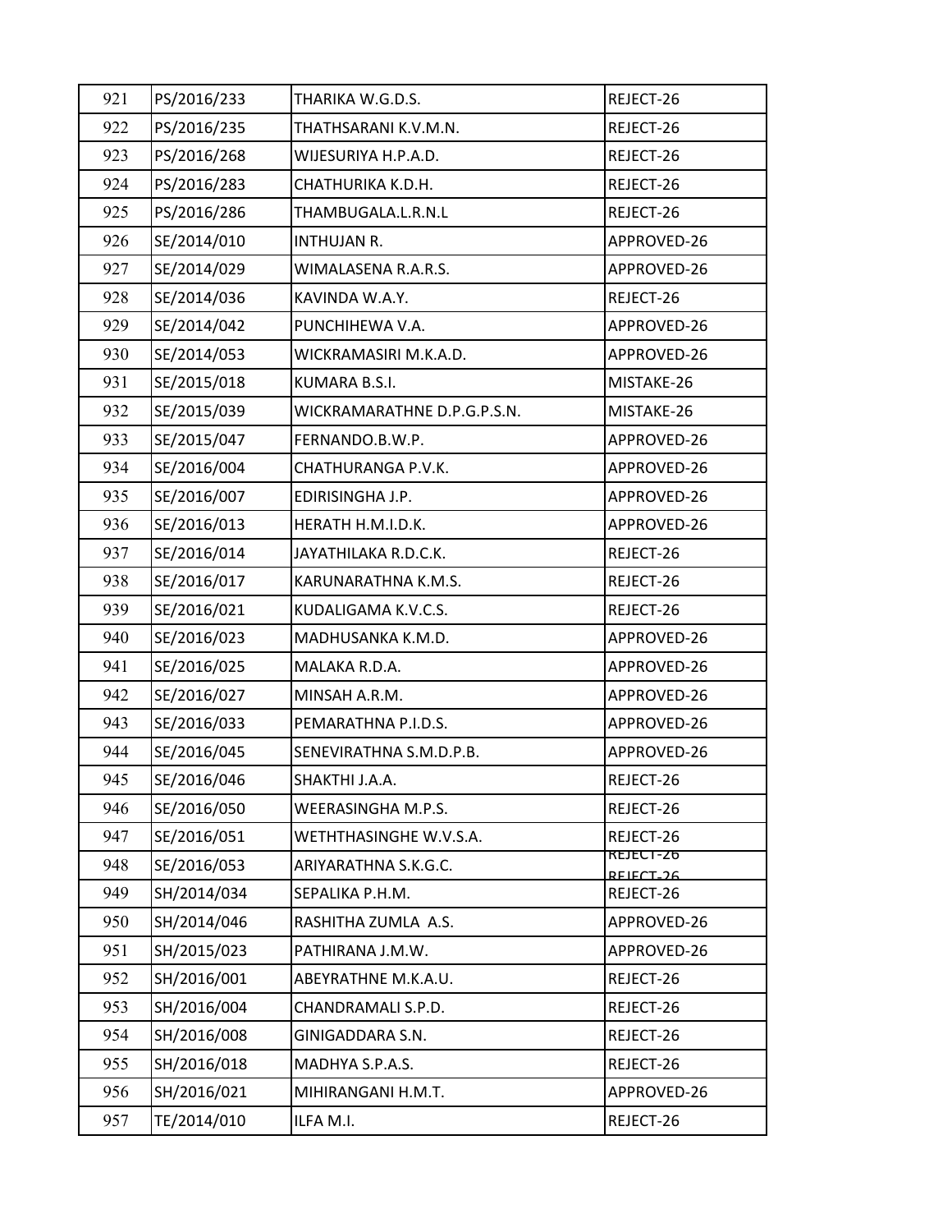| 921 | PS/2016/233 | THARIKA W.G.D.S. | REJECT-26 |
|---|---|---|---|
| 922 | PS/2016/235 | THATHSARANI K.V.M.N. | REJECT-26 |
| 923 | PS/2016/268 | WIJESURIYA H.P.A.D. | REJECT-26 |
| 924 | PS/2016/283 | CHATHURIKA K.D.H. | REJECT-26 |
| 925 | PS/2016/286 | THAMBUGALA.L.R.N.L | REJECT-26 |
| 926 | SE/2014/010 | INTHUJAN R. | APPROVED-26 |
| 927 | SE/2014/029 | WIMALASENA R.A.R.S. | APPROVED-26 |
| 928 | SE/2014/036 | KAVINDA W.A.Y. | REJECT-26 |
| 929 | SE/2014/042 | PUNCHIHEWA V.A. | APPROVED-26 |
| 930 | SE/2014/053 | WICKRAMASIRI M.K.A.D. | APPROVED-26 |
| 931 | SE/2015/018 | KUMARA B.S.I. | MISTAKE-26 |
| 932 | SE/2015/039 | WICKRAMARATHNE D.P.G.P.S.N. | MISTAKE-26 |
| 933 | SE/2015/047 | FERNANDO.B.W.P. | APPROVED-26 |
| 934 | SE/2016/004 | CHATHURANGA P.V.K. | APPROVED-26 |
| 935 | SE/2016/007 | EDIRISINGHA J.P. | APPROVED-26 |
| 936 | SE/2016/013 | HERATH H.M.I.D.K. | APPROVED-26 |
| 937 | SE/2016/014 | JAYATHILAKA R.D.C.K. | REJECT-26 |
| 938 | SE/2016/017 | KARUNARATHNA K.M.S. | REJECT-26 |
| 939 | SE/2016/021 | KUDALIGAMA K.V.C.S. | REJECT-26 |
| 940 | SE/2016/023 | MADHUSANKA K.M.D. | APPROVED-26 |
| 941 | SE/2016/025 | MALAKA R.D.A. | APPROVED-26 |
| 942 | SE/2016/027 | MINSAH A.R.M. | APPROVED-26 |
| 943 | SE/2016/033 | PEMARATHNA P.I.D.S. | APPROVED-26 |
| 944 | SE/2016/045 | SENEVIRATHNA S.M.D.P.B. | APPROVED-26 |
| 945 | SE/2016/046 | SHAKTHI J.A.A. | REJECT-26 |
| 946 | SE/2016/050 | WEERASINGHA M.P.S. | REJECT-26 |
| 947 | SE/2016/051 | WETHTHASINGHE W.V.S.A. | REJECT-26 |
| 948 | SE/2016/053 | ARIYARATHNA S.K.G.C. | REJECT-26 REJECT-26 |
| 949 | SH/2014/034 | SEPALIKA P.H.M. | REJECT-26 |
| 950 | SH/2014/046 | RASHITHA ZUMLA A.S. | APPROVED-26 |
| 951 | SH/2015/023 | PATHIRANA J.M.W. | APPROVED-26 |
| 952 | SH/2016/001 | ABEYRATHNE M.K.A.U. | REJECT-26 |
| 953 | SH/2016/004 | CHANDRAMALI S.P.D. | REJECT-26 |
| 954 | SH/2016/008 | GINIGADDARA S.N. | REJECT-26 |
| 955 | SH/2016/018 | MADHYA S.P.A.S. | REJECT-26 |
| 956 | SH/2016/021 | MIHIRANGANI H.M.T. | APPROVED-26 |
| 957 | TE/2014/010 | ILFA M.I. | REJECT-26 |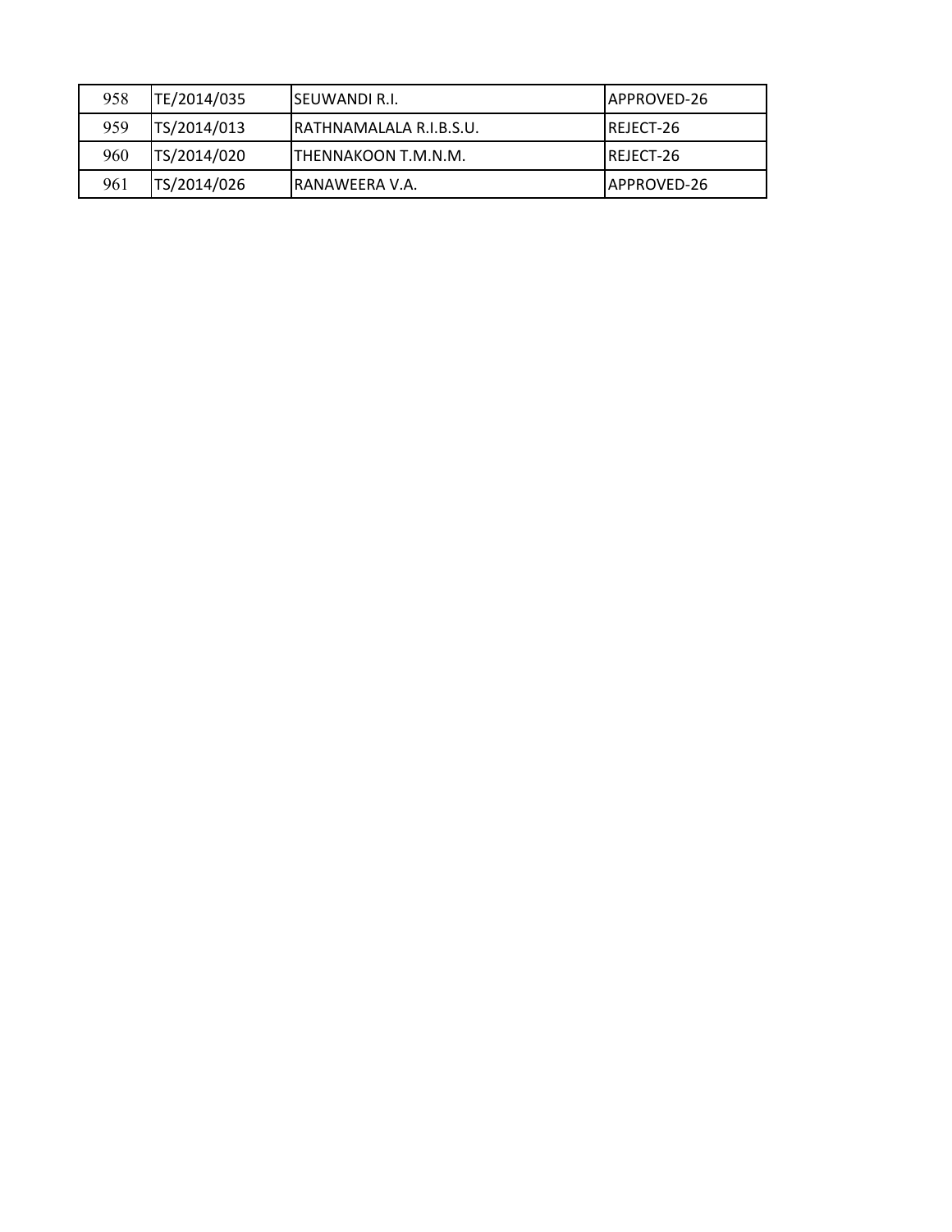| | | | |
|---|---|---|---|
| 958 | TE/2014/035 | SEUWANDI R.I. | APPROVED-26 |
| 959 | TS/2014/013 | RATHNAMALALA R.I.B.S.U. | REJECT-26 |
| 960 | TS/2014/020 | THENNAKOON T.M.N.M. | REJECT-26 |
| 961 | TS/2014/026 | RANAWEERA V.A. | APPROVED-26 |